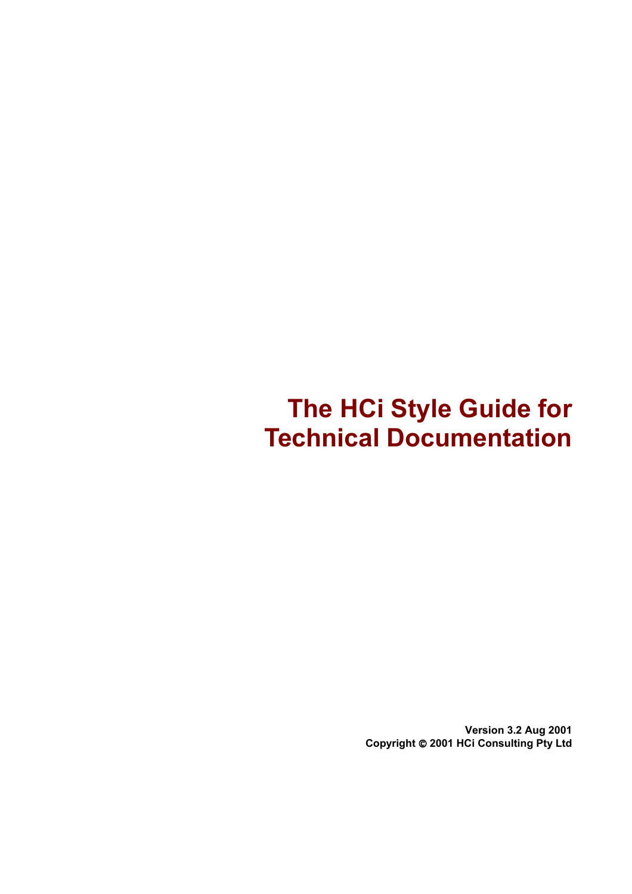# The HCi Style Guide for Technical Documentation

**Version 3.2 Aug 2001**
**Copyright © 2001 HCi Consulting Pty Ltd**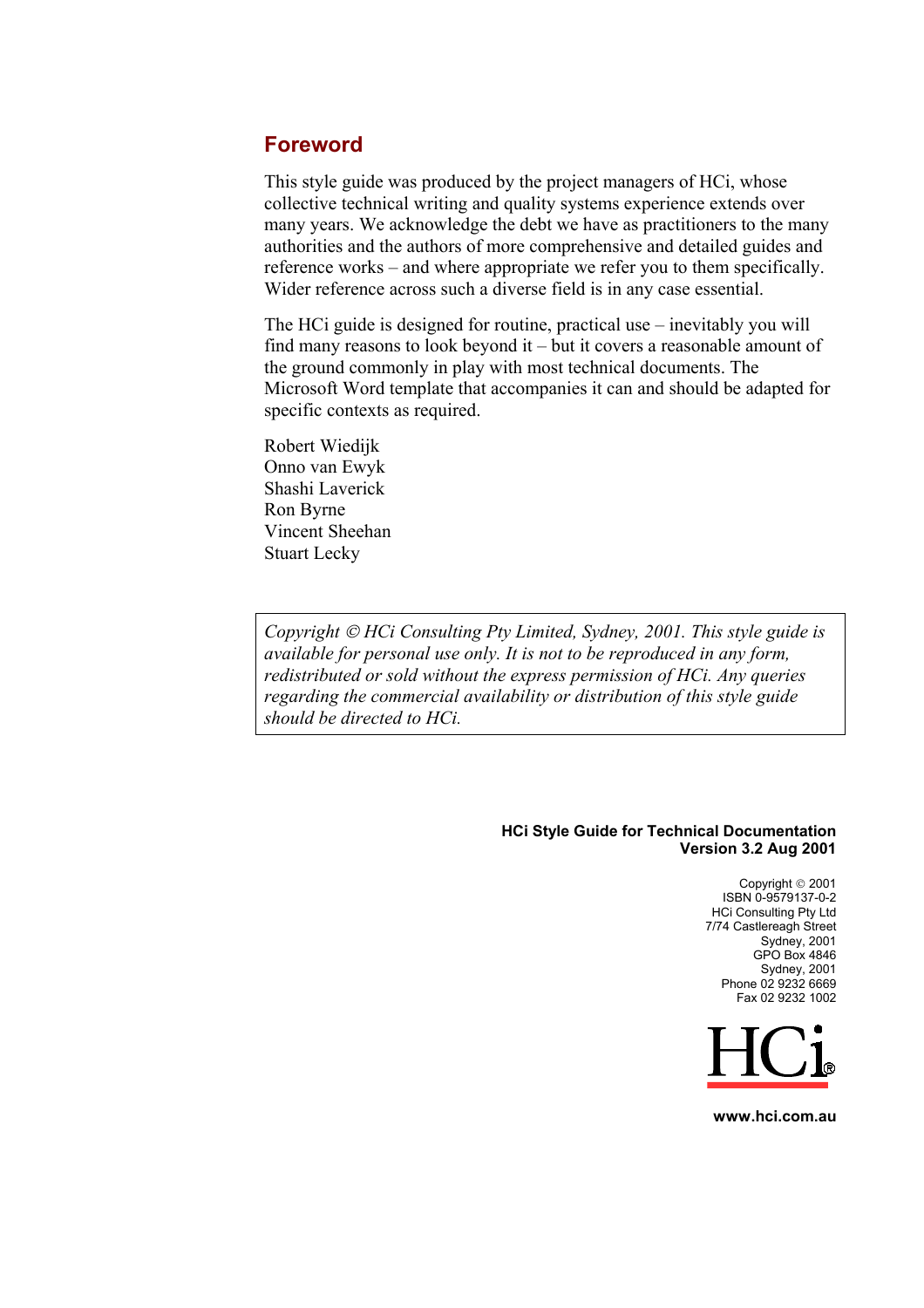## Foreword

This style guide was produced by the project managers of HCi, whose collective technical writing and quality systems experience extends over many years. We acknowledge the debt we have as practitioners to the many authorities and the authors of more comprehensive and detailed guides and reference works – and where appropriate we refer you to them specifically. Wider reference across such a diverse field is in any case essential.

The HCi guide is designed for routine, practical use – inevitably you will find many reasons to look beyond it – but it covers a reasonable amount of the ground commonly in play with most technical documents. The Microsoft Word template that accompanies it can and should be adapted for specific contexts as required.

Robert Wiedijk  
Onno van Ewyk  
Shashi Laverick  
Ron Byrne  
Vincent Sheehan  
Stuart Lecky

*Copyright © HCi Consulting Pty Limited, Sydney, 2001. This style guide is available for personal use only. It is not to be reproduced in any form, redistributed or sold without the express permission of HCi. Any queries regarding the commercial availability or distribution of this style guide should be directed to HCi.*

**HCi Style Guide for Technical Documentation**  
**Version 3.2 Aug 2001**

Copyright © 2001  
ISBN 0-9579137-0-2  
HCi Consulting Pty Ltd  
7/74 Castlereagh Street  
Sydney, 2001  
GPO Box 4846  
Sydney, 2001  
Phone 02 9232 6669  
Fax 02 9232 1002

HCi®

**www.hci.com.au**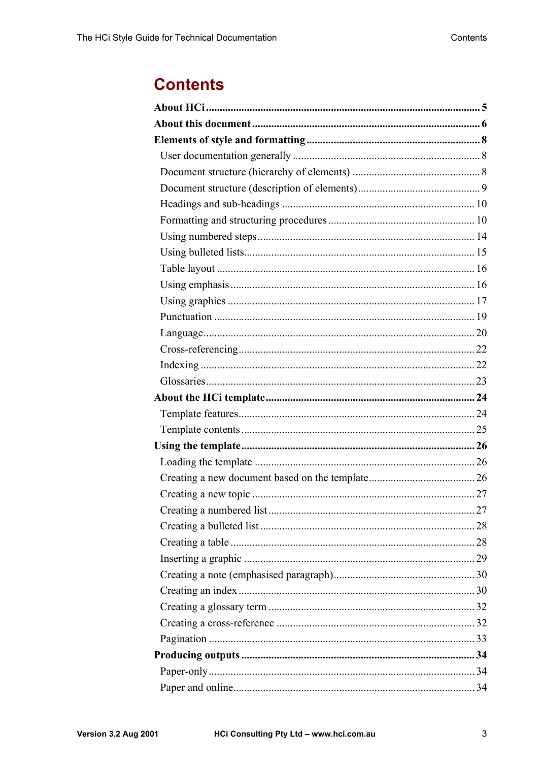# Contents

**About HCi** .......... **5**

**About this document** .......... **6**

**Elements of style and formatting** .......... **8**

- User documentation generally .......... 8
- Document structure (hierarchy of elements) .......... 8
- Document structure (description of elements) .......... 9
- Headings and sub-headings .......... 10
- Formatting and structuring procedures .......... 10
- Using numbered steps .......... 14
- Using bulleted lists .......... 15
- Table layout .......... 16
- Using emphasis .......... 16
- Using graphics .......... 17
- Punctuation .......... 19
- Language .......... 20
- Cross-referencing .......... 22
- Indexing .......... 22
- Glossaries .......... 23

**About the HCi template** .......... **24**

- Template features .......... 24
- Template contents .......... 25

**Using the template** .......... **26**

- Loading the template .......... 26
- Creating a new document based on the template .......... 26
- Creating a new topic .......... 27
- Creating a numbered list .......... 27
- Creating a bulleted list .......... 28
- Creating a table .......... 28
- Inserting a graphic .......... 29
- Creating a note (emphasised paragraph) .......... 30
- Creating an index .......... 30
- Creating a glossary term .......... 32
- Creating a cross-reference .......... 32
- Pagination .......... 33

**Producing outputs** .......... **34**

- Paper-only .......... 34
- Paper and online .......... 34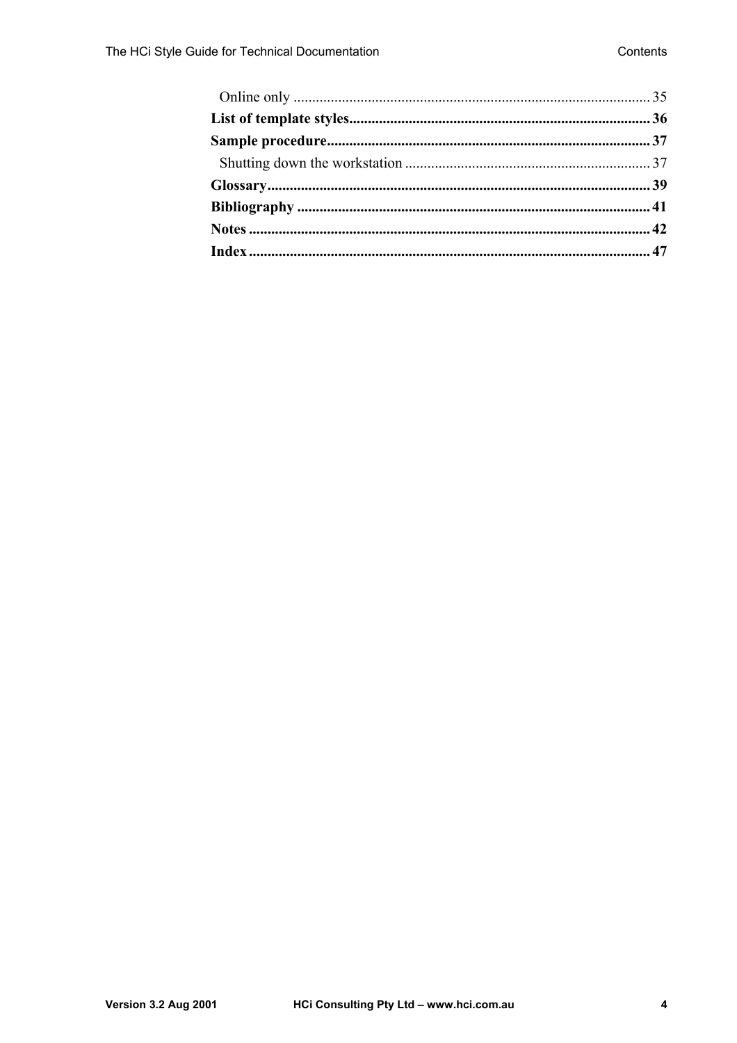Online only .................................................................................... 35

**List of template styles ................................................................. 36**

**Sample procedure ......................................................................... 37**

Shutting down the workstation ........................................................ 37

**Glossary ....................................................................................... 39**

**Bibliography ................................................................................ 41**

**Notes ............................................................................................ 42**

**Index ............................................................................................ 47**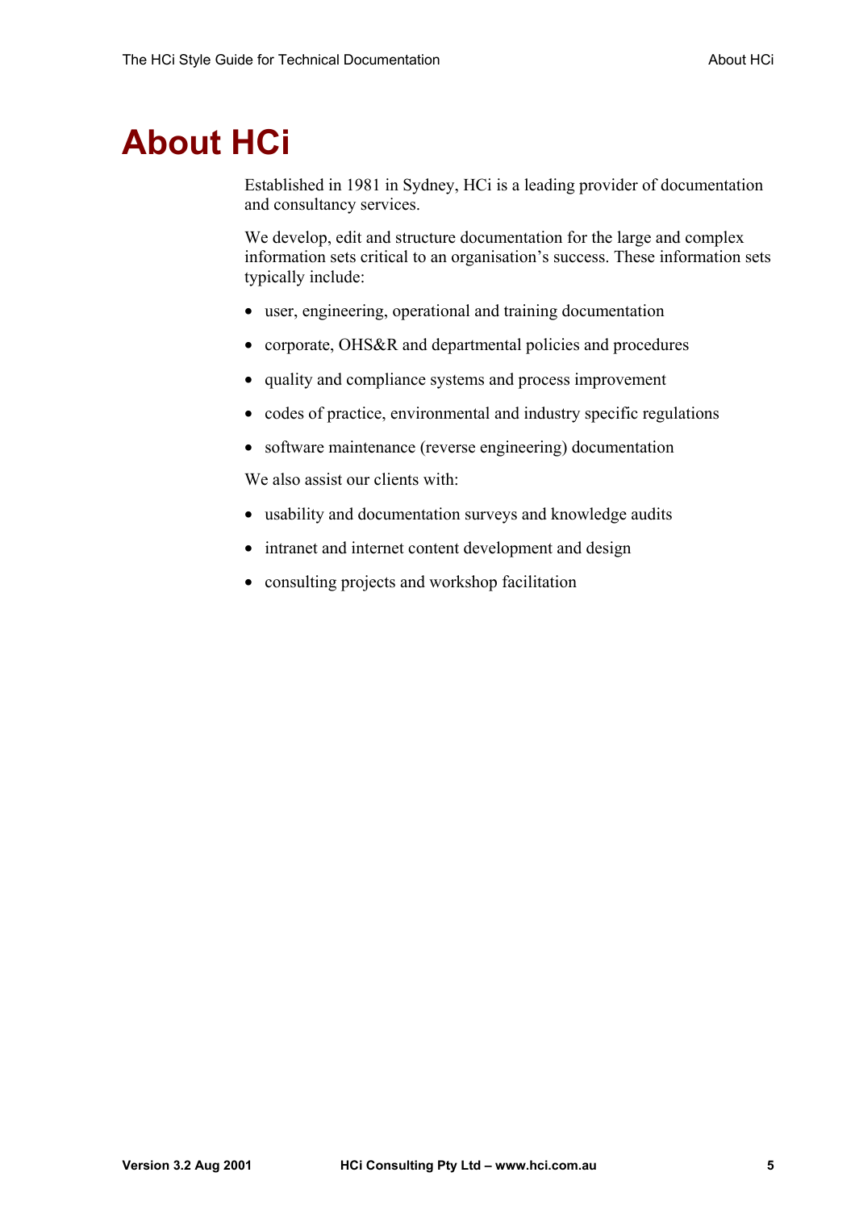# About HCi

Established in 1981 in Sydney, HCi is a leading provider of documentation and consultancy services.

We develop, edit and structure documentation for the large and complex information sets critical to an organisation's success. These information sets typically include:

- user, engineering, operational and training documentation
- corporate, OHS&R and departmental policies and procedures
- quality and compliance systems and process improvement
- codes of practice, environmental and industry specific regulations
- software maintenance (reverse engineering) documentation

We also assist our clients with:

- usability and documentation surveys and knowledge audits
- intranet and internet content development and design
- consulting projects and workshop facilitation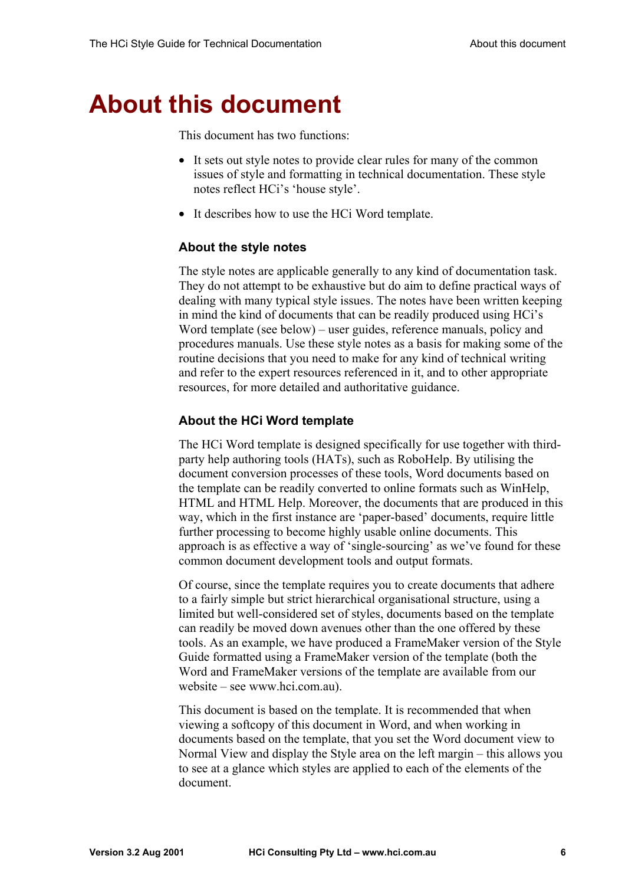# About this document

This document has two functions:

- It sets out style notes to provide clear rules for many of the common issues of style and formatting in technical documentation. These style notes reflect HCi's 'house style'.
- It describes how to use the HCi Word template.

### About the style notes

The style notes are applicable generally to any kind of documentation task. They do not attempt to be exhaustive but do aim to define practical ways of dealing with many typical style issues. The notes have been written keeping in mind the kind of documents that can be readily produced using HCi's Word template (see below) – user guides, reference manuals, policy and procedures manuals. Use these style notes as a basis for making some of the routine decisions that you need to make for any kind of technical writing and refer to the expert resources referenced in it, and to other appropriate resources, for more detailed and authoritative guidance.

### About the HCi Word template

The HCi Word template is designed specifically for use together with third-party help authoring tools (HATs), such as RoboHelp. By utilising the document conversion processes of these tools, Word documents based on the template can be readily converted to online formats such as WinHelp, HTML and HTML Help. Moreover, the documents that are produced in this way, which in the first instance are 'paper-based' documents, require little further processing to become highly usable online documents. This approach is as effective a way of 'single-sourcing' as we've found for these common document development tools and output formats.

Of course, since the template requires you to create documents that adhere to a fairly simple but strict hierarchical organisational structure, using a limited but well-considered set of styles, documents based on the template can readily be moved down avenues other than the one offered by these tools. As an example, we have produced a FrameMaker version of the Style Guide formatted using a FrameMaker version of the template (both the Word and FrameMaker versions of the template are available from our website – see www.hci.com.au).

This document is based on the template. It is recommended that when viewing a softcopy of this document in Word, and when working in documents based on the template, that you set the Word document view to Normal View and display the Style area on the left margin – this allows you to see at a glance which styles are applied to each of the elements of the document.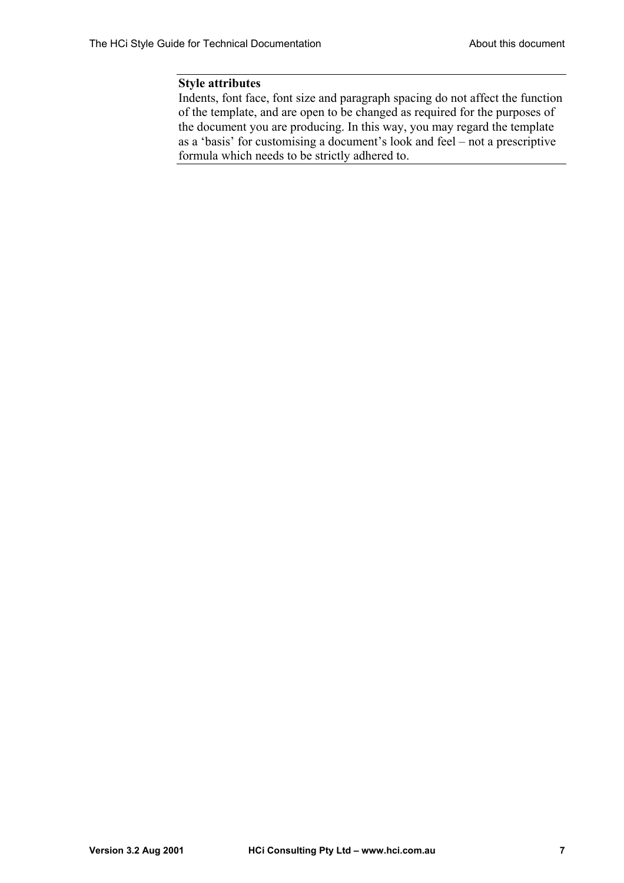**Style attributes**

Indents, font face, font size and paragraph spacing do not affect the function of the template, and are open to be changed as required for the purposes of the document you are producing. In this way, you may regard the template as a 'basis' for customising a document's look and feel – not a prescriptive formula which needs to be strictly adhered to.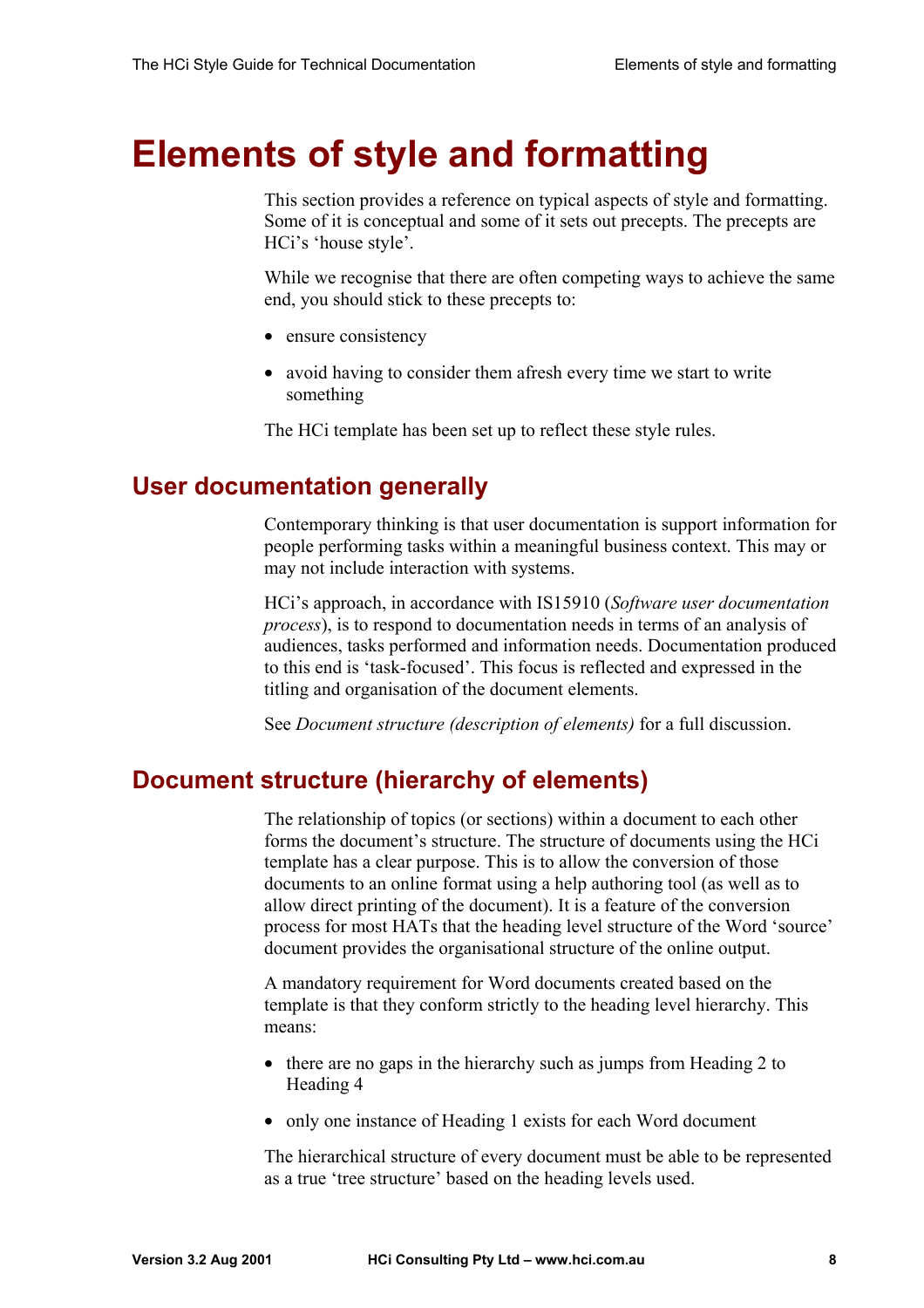# Elements of style and formatting

This section provides a reference on typical aspects of style and formatting. Some of it is conceptual and some of it sets out precepts. The precepts are HCi's 'house style'.

While we recognise that there are often competing ways to achieve the same end, you should stick to these precepts to:

- ensure consistency
- avoid having to consider them afresh every time we start to write something

The HCi template has been set up to reflect these style rules.

## User documentation generally

Contemporary thinking is that user documentation is support information for people performing tasks within a meaningful business context. This may or may not include interaction with systems.

HCi's approach, in accordance with IS15910 (*Software user documentation process*), is to respond to documentation needs in terms of an analysis of audiences, tasks performed and information needs. Documentation produced to this end is 'task-focused'. This focus is reflected and expressed in the titling and organisation of the document elements.

See *Document structure (description of elements)* for a full discussion.

## Document structure (hierarchy of elements)

The relationship of topics (or sections) within a document to each other forms the document's structure. The structure of documents using the HCi template has a clear purpose. This is to allow the conversion of those documents to an online format using a help authoring tool (as well as to allow direct printing of the document). It is a feature of the conversion process for most HATs that the heading level structure of the Word 'source' document provides the organisational structure of the online output.

A mandatory requirement for Word documents created based on the template is that they conform strictly to the heading level hierarchy. This means:

- there are no gaps in the hierarchy such as jumps from Heading 2 to Heading 4
- only one instance of Heading 1 exists for each Word document

The hierarchical structure of every document must be able to be represented as a true 'tree structure' based on the heading levels used.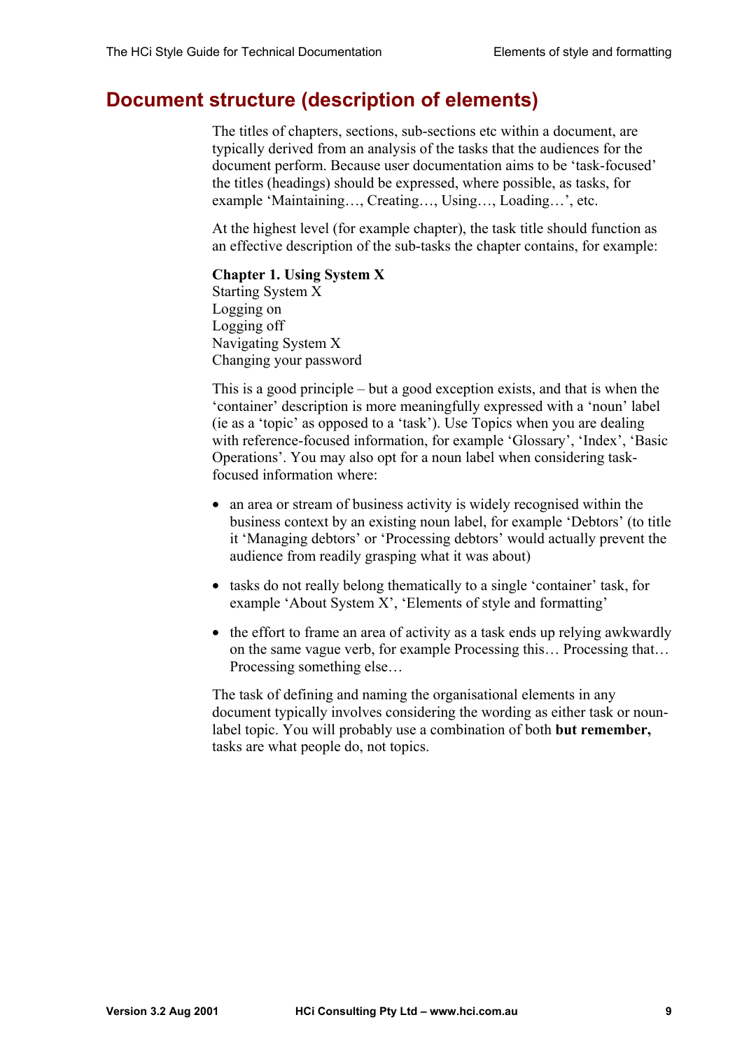# Document structure (description of elements)

The titles of chapters, sections, sub-sections etc within a document, are typically derived from an analysis of the tasks that the audiences for the document perform. Because user documentation aims to be 'task-focused' the titles (headings) should be expressed, where possible, as tasks, for example 'Maintaining…, Creating…, Using…, Loading…', etc.

At the highest level (for example chapter), the task title should function as an effective description of the sub-tasks the chapter contains, for example:

**Chapter 1. Using System X**
Starting System X
Logging on
Logging off
Navigating System X
Changing your password

This is a good principle – but a good exception exists, and that is when the 'container' description is more meaningfully expressed with a 'noun' label (ie as a 'topic' as opposed to a 'task'). Use Topics when you are dealing with reference-focused information, for example 'Glossary', 'Index', 'Basic Operations'. You may also opt for a noun label when considering task-focused information where:

- an area or stream of business activity is widely recognised within the business context by an existing noun label, for example 'Debtors' (to title it 'Managing debtors' or 'Processing debtors' would actually prevent the audience from readily grasping what it was about)
- tasks do not really belong thematically to a single 'container' task, for example 'About System X', 'Elements of style and formatting'
- the effort to frame an area of activity as a task ends up relying awkwardly on the same vague verb, for example Processing this… Processing that… Processing something else…

The task of defining and naming the organisational elements in any document typically involves considering the wording as either task or noun-label topic. You will probably use a combination of both **but remember,** tasks are what people do, not topics.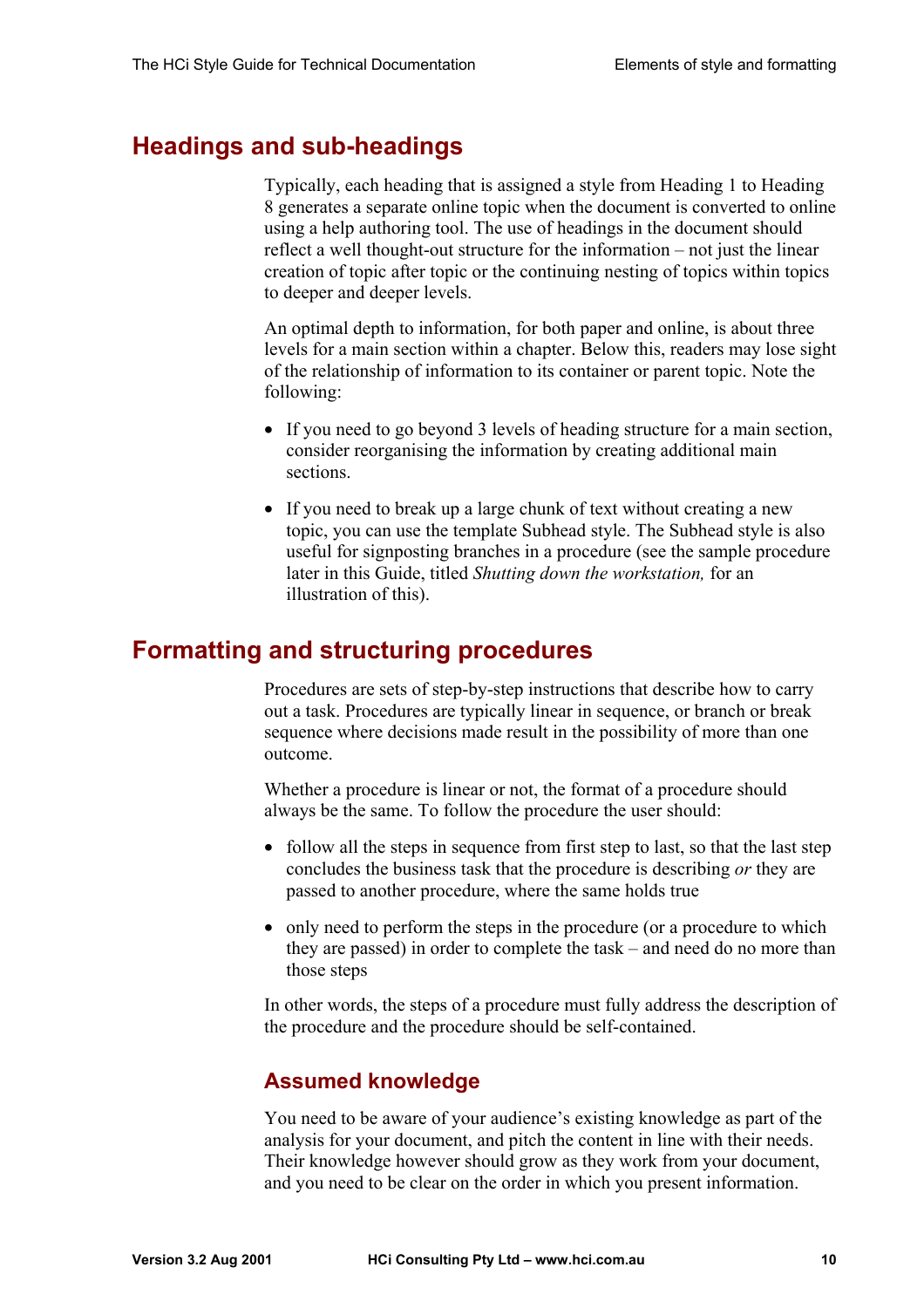## Headings and sub-headings

Typically, each heading that is assigned a style from Heading 1 to Heading 8 generates a separate online topic when the document is converted to online using a help authoring tool. The use of headings in the document should reflect a well thought-out structure for the information – not just the linear creation of topic after topic or the continuing nesting of topics within topics to deeper and deeper levels.

An optimal depth to information, for both paper and online, is about three levels for a main section within a chapter. Below this, readers may lose sight of the relationship of information to its container or parent topic. Note the following:

- If you need to go beyond 3 levels of heading structure for a main section, consider reorganising the information by creating additional main sections.
- If you need to break up a large chunk of text without creating a new topic, you can use the template Subhead style. The Subhead style is also useful for signposting branches in a procedure (see the sample procedure later in this Guide, titled *Shutting down the workstation,* for an illustration of this).

## Formatting and structuring procedures

Procedures are sets of step-by-step instructions that describe how to carry out a task. Procedures are typically linear in sequence, or branch or break sequence where decisions made result in the possibility of more than one outcome.

Whether a procedure is linear or not, the format of a procedure should always be the same. To follow the procedure the user should:

- follow all the steps in sequence from first step to last, so that the last step concludes the business task that the procedure is describing *or* they are passed to another procedure, where the same holds true
- only need to perform the steps in the procedure (or a procedure to which they are passed) in order to complete the task – and need do no more than those steps

In other words, the steps of a procedure must fully address the description of the procedure and the procedure should be self-contained.

### Assumed knowledge

You need to be aware of your audience's existing knowledge as part of the analysis for your document, and pitch the content in line with their needs. Their knowledge however should grow as they work from your document, and you need to be clear on the order in which you present information.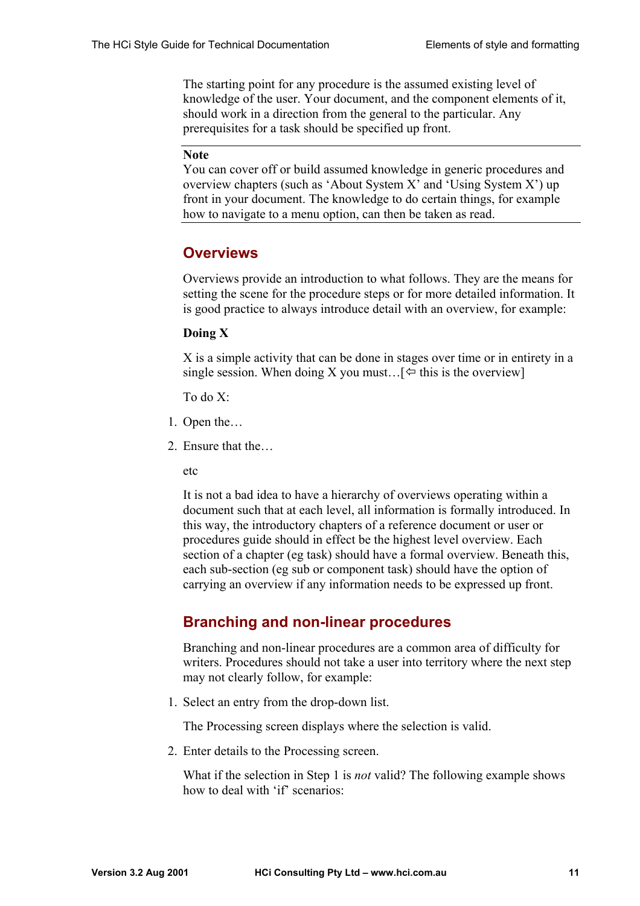The starting point for any procedure is the assumed existing level of knowledge of the user. Your document, and the component elements of it, should work in a direction from the general to the particular. Any prerequisites for a task should be specified up front.

---

**Note**

You can cover off or build assumed knowledge in generic procedures and overview chapters (such as 'About System X' and 'Using System X') up front in your document. The knowledge to do certain things, for example how to navigate to a menu option, can then be taken as read.

---

## Overviews

Overviews provide an introduction to what follows. They are the means for setting the scene for the procedure steps or for more detailed information. It is good practice to always introduce detail with an overview, for example:

**Doing X**

X is a simple activity that can be done in stages over time or in entirety in a single session. When doing X you must…[⇦ this is the overview]

To do X:

1. Open the…
2. Ensure that the…

etc

It is not a bad idea to have a hierarchy of overviews operating within a document such that at each level, all information is formally introduced. In this way, the introductory chapters of a reference document or user or procedures guide should in effect be the highest level overview. Each section of a chapter (eg task) should have a formal overview. Beneath this, each sub-section (eg sub or component task) should have the option of carrying an overview if any information needs to be expressed up front.

## Branching and non-linear procedures

Branching and non-linear procedures are a common area of difficulty for writers. Procedures should not take a user into territory where the next step may not clearly follow, for example:

1. Select an entry from the drop-down list.

   The Processing screen displays where the selection is valid.

2. Enter details to the Processing screen.

What if the selection in Step 1 is *not* valid? The following example shows how to deal with 'if' scenarios: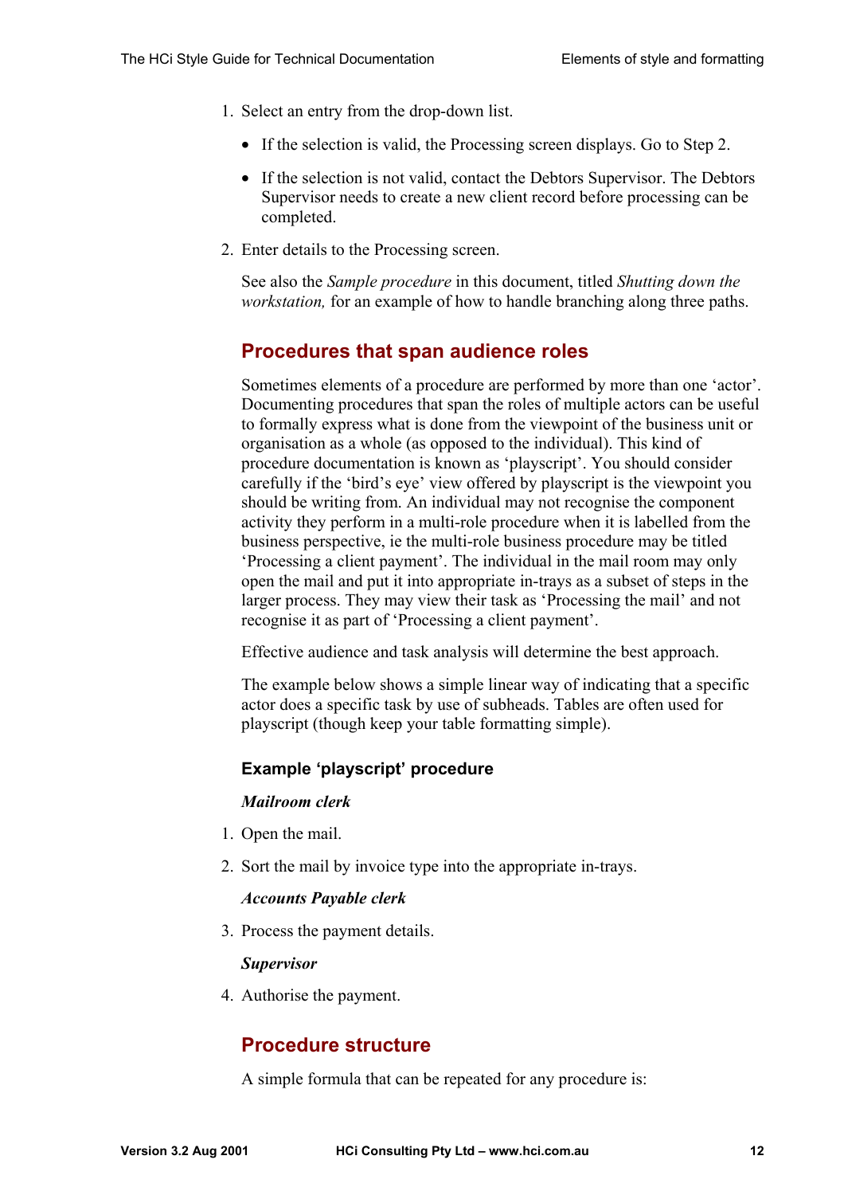1. Select an entry from the drop-down list.

   - If the selection is valid, the Processing screen displays. Go to Step 2.
   - If the selection is not valid, contact the Debtors Supervisor. The Debtors Supervisor needs to create a new client record before processing can be completed.

2. Enter details to the Processing screen.

   See also the *Sample procedure* in this document, titled *Shutting down the workstation,* for an example of how to handle branching along three paths.

## Procedures that span audience roles

Sometimes elements of a procedure are performed by more than one 'actor'. Documenting procedures that span the roles of multiple actors can be useful to formally express what is done from the viewpoint of the business unit or organisation as a whole (as opposed to the individual). This kind of procedure documentation is known as 'playscript'. You should consider carefully if the 'bird's eye' view offered by playscript is the viewpoint you should be writing from. An individual may not recognise the component activity they perform in a multi-role procedure when it is labelled from the business perspective, ie the multi-role business procedure may be titled 'Processing a client payment'. The individual in the mail room may only open the mail and put it into appropriate in-trays as a subset of steps in the larger process. They may view their task as 'Processing the mail' and not recognise it as part of 'Processing a client payment'.

Effective audience and task analysis will determine the best approach.

The example below shows a simple linear way of indicating that a specific actor does a specific task by use of subheads. Tables are often used for playscript (though keep your table formatting simple).

### Example 'playscript' procedure

***Mailroom clerk***

1. Open the mail.
2. Sort the mail by invoice type into the appropriate in-trays.

***Accounts Payable clerk***

3. Process the payment details.

***Supervisor***

4. Authorise the payment.

## Procedure structure

A simple formula that can be repeated for any procedure is: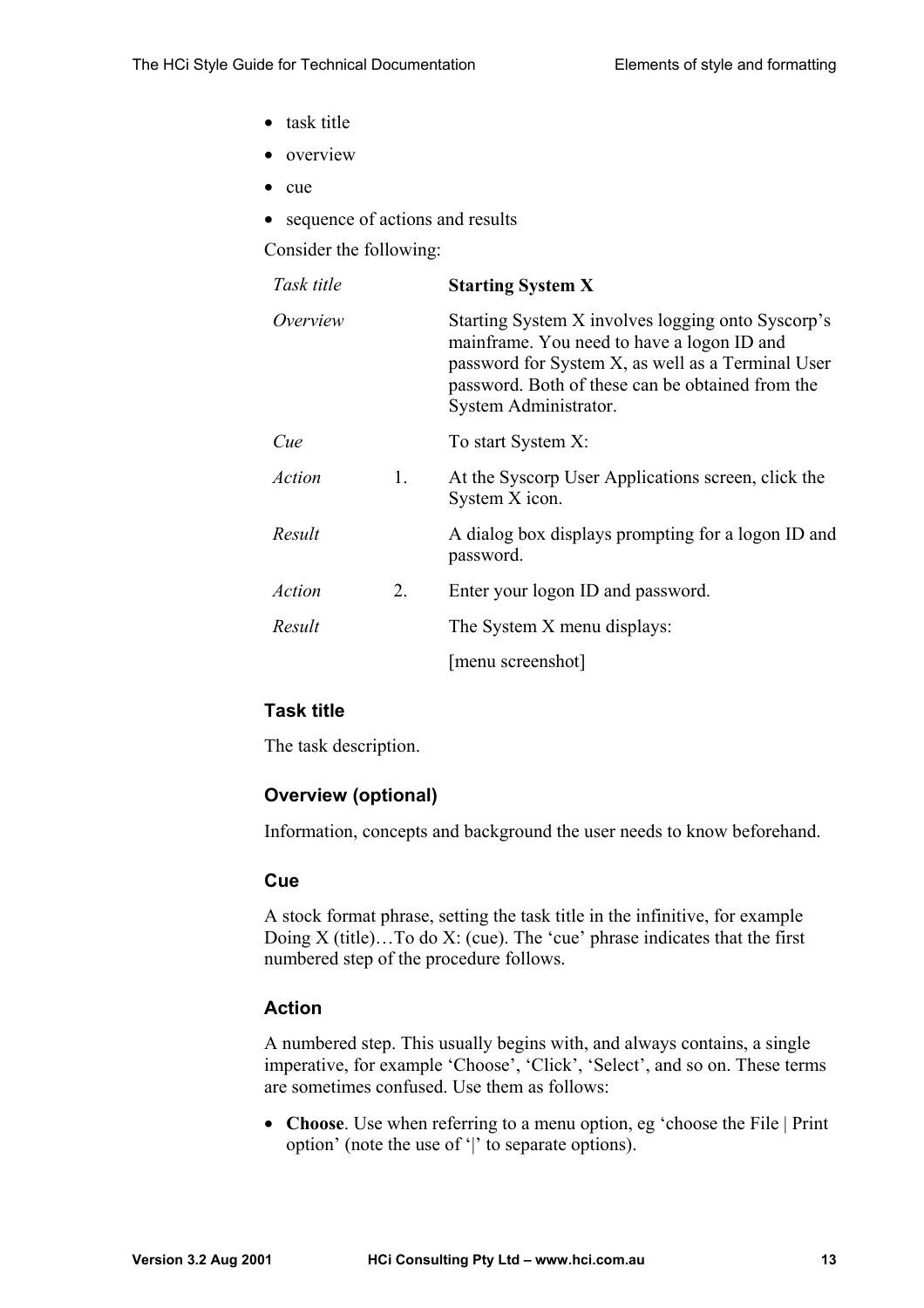- task title
- overview
- cue
- sequence of actions and results

Consider the following:

| | | |
|---|---|---|
| *Task title* | | **Starting System X** |
| *Overview* | | Starting System X involves logging onto Syscorp's mainframe. You need to have a logon ID and password for System X, as well as a Terminal User password. Both of these can be obtained from the System Administrator. |
| *Cue* | | To start System X: |
| *Action* | 1. | At the Syscorp User Applications screen, click the System X icon. |
| *Result* | | A dialog box displays prompting for a logon ID and password. |
| *Action* | 2. | Enter your logon ID and password. |
| *Result* | | The System X menu displays: |
| | | [menu screenshot] |

### Task title

The task description.

### Overview (optional)

Information, concepts and background the user needs to know beforehand.

### Cue

A stock format phrase, setting the task title in the infinitive, for example Doing X (title)…To do X: (cue). The 'cue' phrase indicates that the first numbered step of the procedure follows.

### Action

A numbered step. This usually begins with, and always contains, a single imperative, for example 'Choose', 'Click', 'Select', and so on. These terms are sometimes confused. Use them as follows:

- **Choose**. Use when referring to a menu option, eg 'choose the File | Print option' (note the use of '|' to separate options).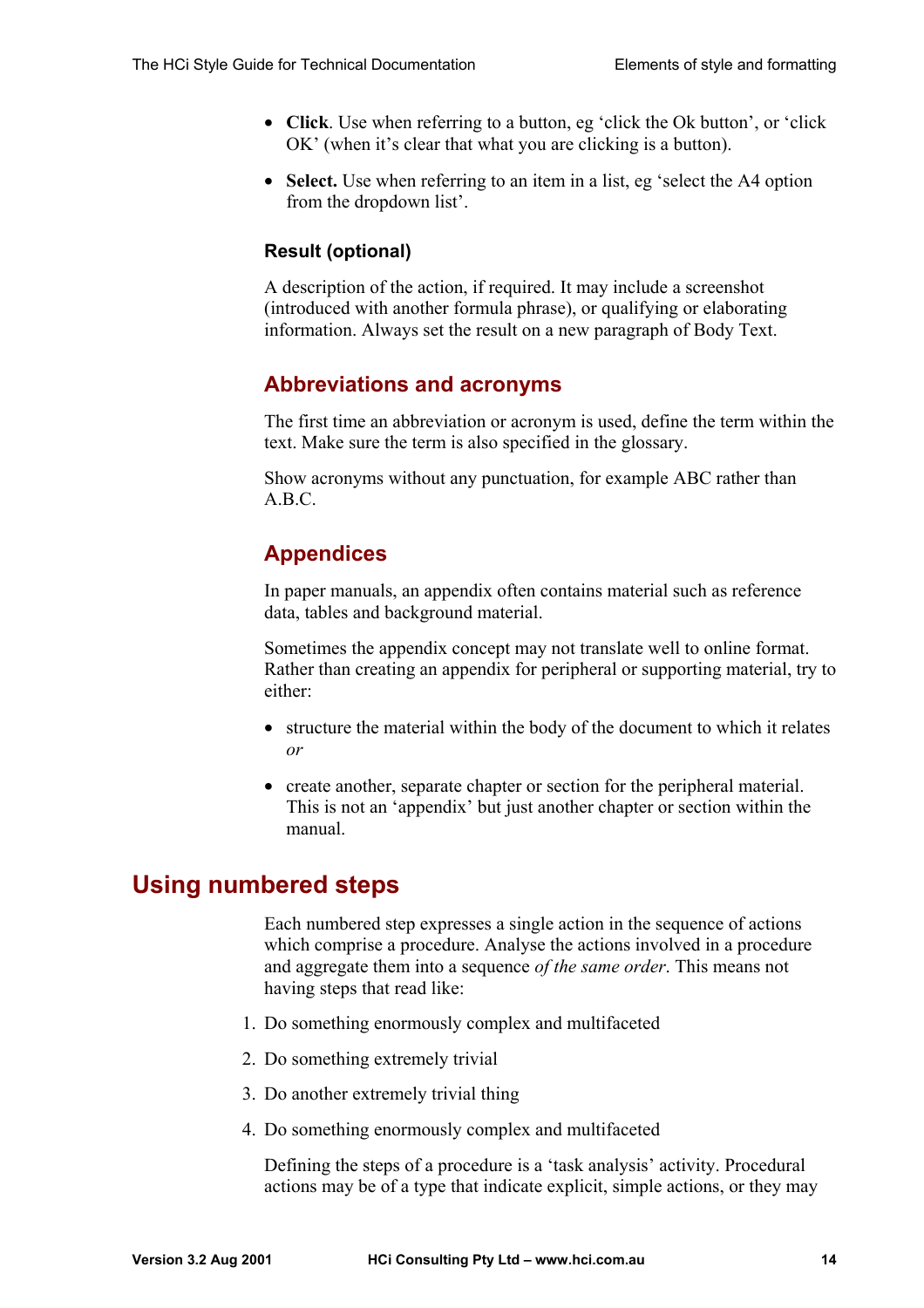- **Click**. Use when referring to a button, eg 'click the Ok button', or 'click OK' (when it's clear that what you are clicking is a button).

- **Select.** Use when referring to an item in a list, eg 'select the A4 option from the dropdown list'.

#### Result (optional)

A description of the action, if required. It may include a screenshot (introduced with another formula phrase), or qualifying or elaborating information. Always set the result on a new paragraph of Body Text.

### Abbreviations and acronyms

The first time an abbreviation or acronym is used, define the term within the text. Make sure the term is also specified in the glossary.

Show acronyms without any punctuation, for example ABC rather than A.B.C.

### Appendices

In paper manuals, an appendix often contains material such as reference data, tables and background material.

Sometimes the appendix concept may not translate well to online format. Rather than creating an appendix for peripheral or supporting material, try to either:

- structure the material within the body of the document to which it relates *or*

- create another, separate chapter or section for the peripheral material. This is not an 'appendix' but just another chapter or section within the manual.

## Using numbered steps

Each numbered step expresses a single action in the sequence of actions which comprise a procedure. Analyse the actions involved in a procedure and aggregate them into a sequence *of the same order*. This means not having steps that read like:

1. Do something enormously complex and multifaceted

2. Do something extremely trivial

3. Do another extremely trivial thing

4. Do something enormously complex and multifaceted

Defining the steps of a procedure is a 'task analysis' activity. Procedural actions may be of a type that indicate explicit, simple actions, or they may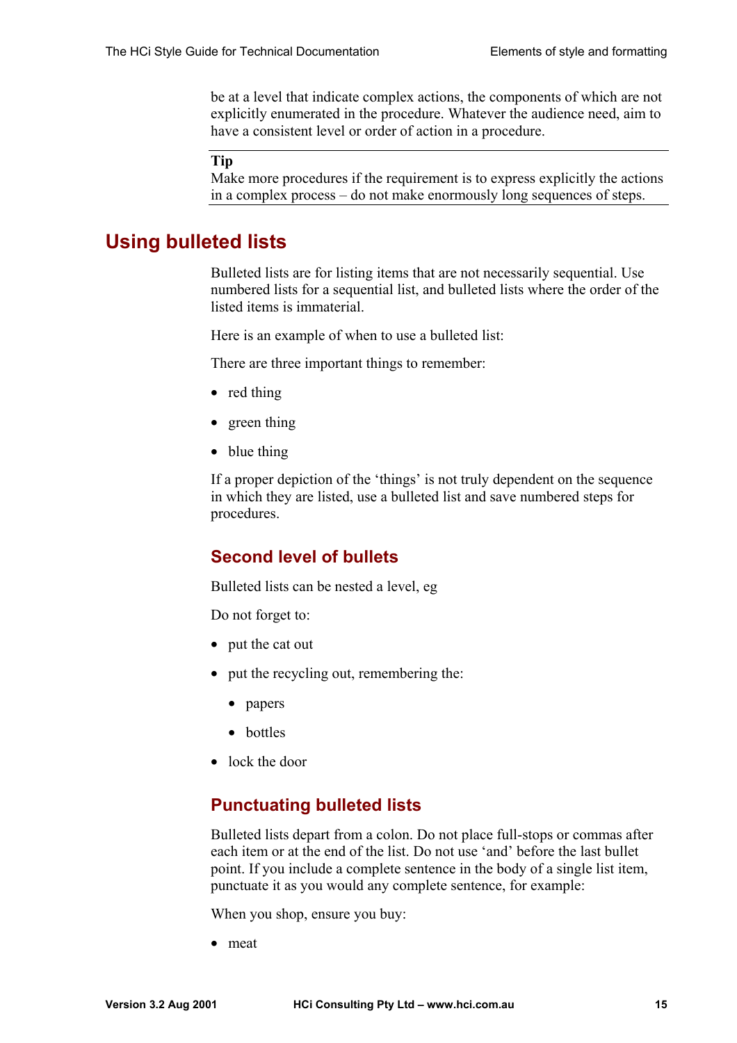be at a level that indicate complex actions, the components of which are not explicitly enumerated in the procedure. Whatever the audience need, aim to have a consistent level or order of action in a procedure.

---

**Tip**
Make more procedures if the requirement is to express explicitly the actions in a complex process – do not make enormously long sequences of steps.

---

## Using bulleted lists

Bulleted lists are for listing items that are not necessarily sequential. Use numbered lists for a sequential list, and bulleted lists where the order of the listed items is immaterial.

Here is an example of when to use a bulleted list:

There are three important things to remember:

- red thing
- green thing
- blue thing

If a proper depiction of the 'things' is not truly dependent on the sequence in which they are listed, use a bulleted list and save numbered steps for procedures.

### Second level of bullets

Bulleted lists can be nested a level, eg

Do not forget to:

- put the cat out
- put the recycling out, remembering the:
  - papers
  - bottles
- lock the door

### Punctuating bulleted lists

Bulleted lists depart from a colon. Do not place full-stops or commas after each item or at the end of the list. Do not use 'and' before the last bullet point. If you include a complete sentence in the body of a single list item, punctuate it as you would any complete sentence, for example:

When you shop, ensure you buy:

- meat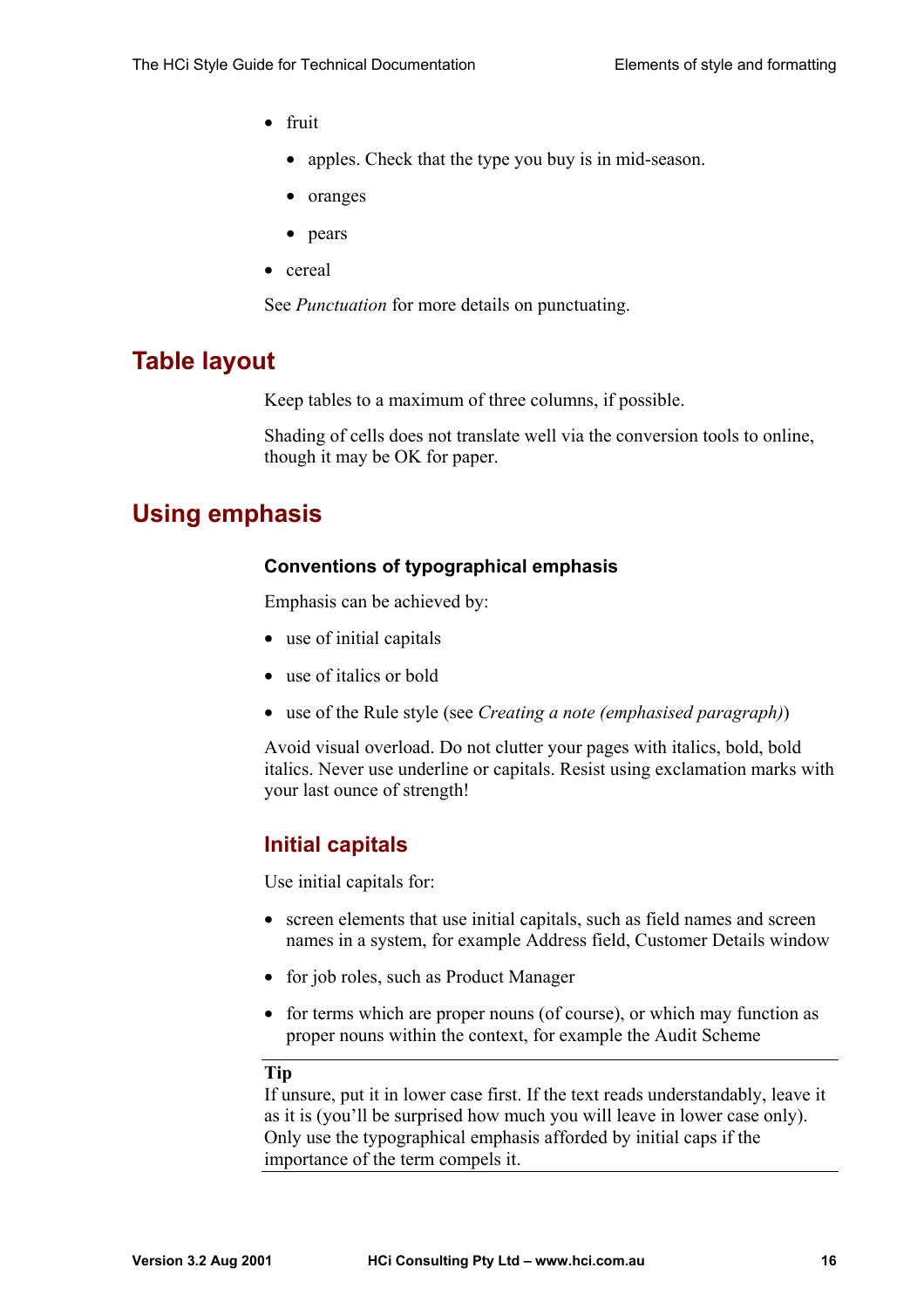- fruit
  - apples. Check that the type you buy is in mid-season.
  - oranges
  - pears
- cereal

See *Punctuation* for more details on punctuating.

## Table layout

Keep tables to a maximum of three columns, if possible.

Shading of cells does not translate well via the conversion tools to online, though it may be OK for paper.

## Using emphasis

#### Conventions of typographical emphasis

Emphasis can be achieved by:

- use of initial capitals
- use of italics or bold
- use of the Rule style (see *Creating a note (emphasised paragraph)*)

Avoid visual overload. Do not clutter your pages with italics, bold, bold italics. Never use underline or capitals. Resist using exclamation marks with your last ounce of strength!

### Initial capitals

Use initial capitals for:

- screen elements that use initial capitals, such as field names and screen names in a system, for example Address field, Customer Details window
- for job roles, such as Product Manager
- for terms which are proper nouns (of course), or which may function as proper nouns within the context, for example the Audit Scheme

---

**Tip**
If unsure, put it in lower case first. If the text reads understandably, leave it as it is (you'll be surprised how much you will leave in lower case only). Only use the typographical emphasis afforded by initial caps if the importance of the term compels it.

---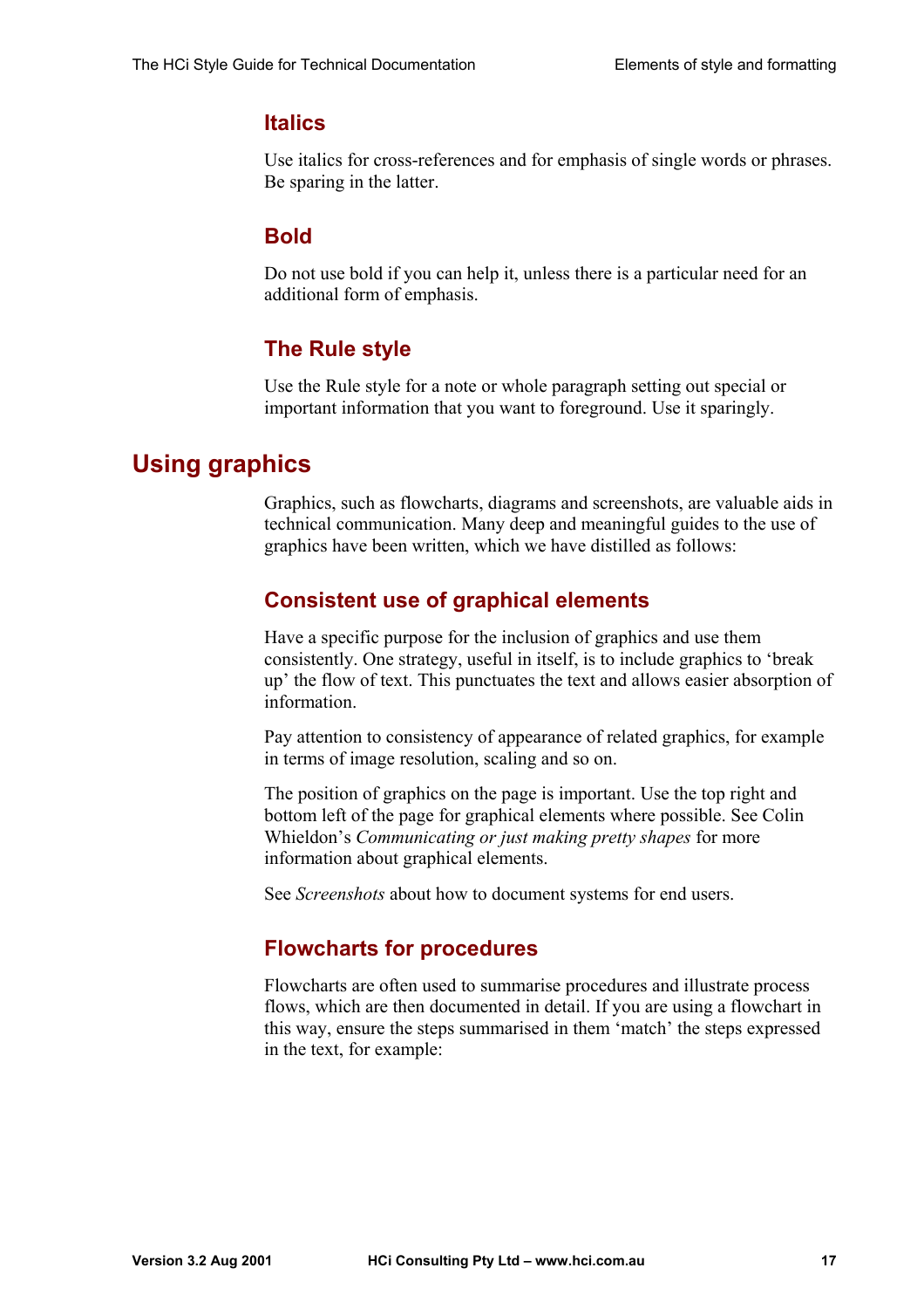### Italics

Use italics for cross-references and for emphasis of single words or phrases. Be sparing in the latter.

### Bold

Do not use bold if you can help it, unless there is a particular need for an additional form of emphasis.

### The Rule style

Use the Rule style for a note or whole paragraph setting out special or important information that you want to foreground. Use it sparingly.

## Using graphics

Graphics, such as flowcharts, diagrams and screenshots, are valuable aids in technical communication. Many deep and meaningful guides to the use of graphics have been written, which we have distilled as follows:

### Consistent use of graphical elements

Have a specific purpose for the inclusion of graphics and use them consistently. One strategy, useful in itself, is to include graphics to 'break up' the flow of text. This punctuates the text and allows easier absorption of information.

Pay attention to consistency of appearance of related graphics, for example in terms of image resolution, scaling and so on.

The position of graphics on the page is important. Use the top right and bottom left of the page for graphical elements where possible. See Colin Whieldon's *Communicating or just making pretty shapes* for more information about graphical elements.

See *Screenshots* about how to document systems for end users.

### Flowcharts for procedures

Flowcharts are often used to summarise procedures and illustrate process flows, which are then documented in detail. If you are using a flowchart in this way, ensure the steps summarised in them 'match' the steps expressed in the text, for example: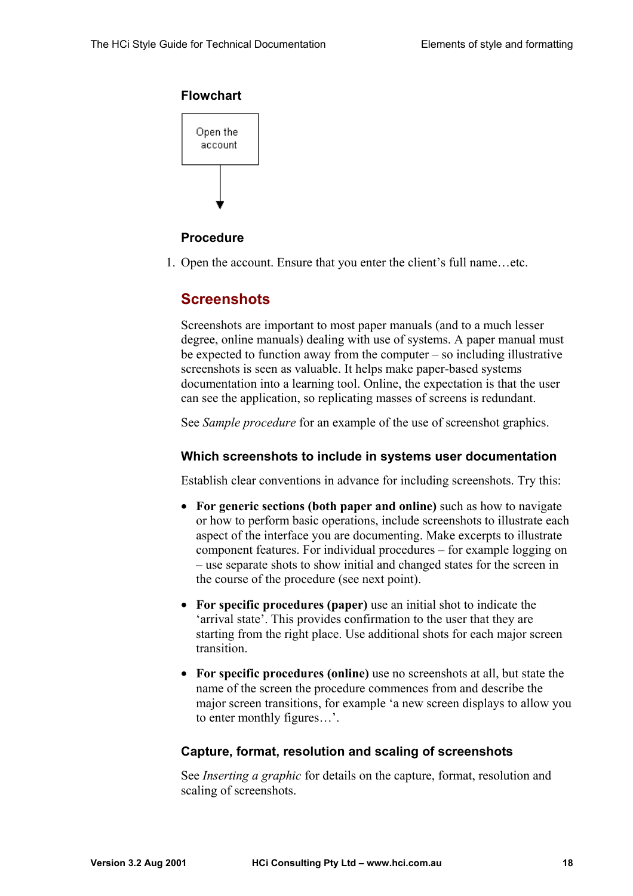**Flowchart**

Open the account

**Procedure**

1. Open the account. Ensure that you enter the client's full name…etc.

## Screenshots

Screenshots are important to most paper manuals (and to a much lesser degree, online manuals) dealing with use of systems. A paper manual must be expected to function away from the computer – so including illustrative screenshots is seen as valuable. It helps make paper-based systems documentation into a learning tool. Online, the expectation is that the user can see the application, so replicating masses of screens is redundant.

See *Sample procedure* for an example of the use of screenshot graphics.

### Which screenshots to include in systems user documentation

Establish clear conventions in advance for including screenshots. Try this:

- **For generic sections (both paper and online)** such as how to navigate or how to perform basic operations, include screenshots to illustrate each aspect of the interface you are documenting. Make excerpts to illustrate component features. For individual procedures – for example logging on – use separate shots to show initial and changed states for the screen in the course of the procedure (see next point).

- **For specific procedures (paper)** use an initial shot to indicate the 'arrival state'. This provides confirmation to the user that they are starting from the right place. Use additional shots for each major screen transition.

- **For specific procedures (online)** use no screenshots at all, but state the name of the screen the procedure commences from and describe the major screen transitions, for example 'a new screen displays to allow you to enter monthly figures…'.

### Capture, format, resolution and scaling of screenshots

See *Inserting a graphic* for details on the capture, format, resolution and scaling of screenshots.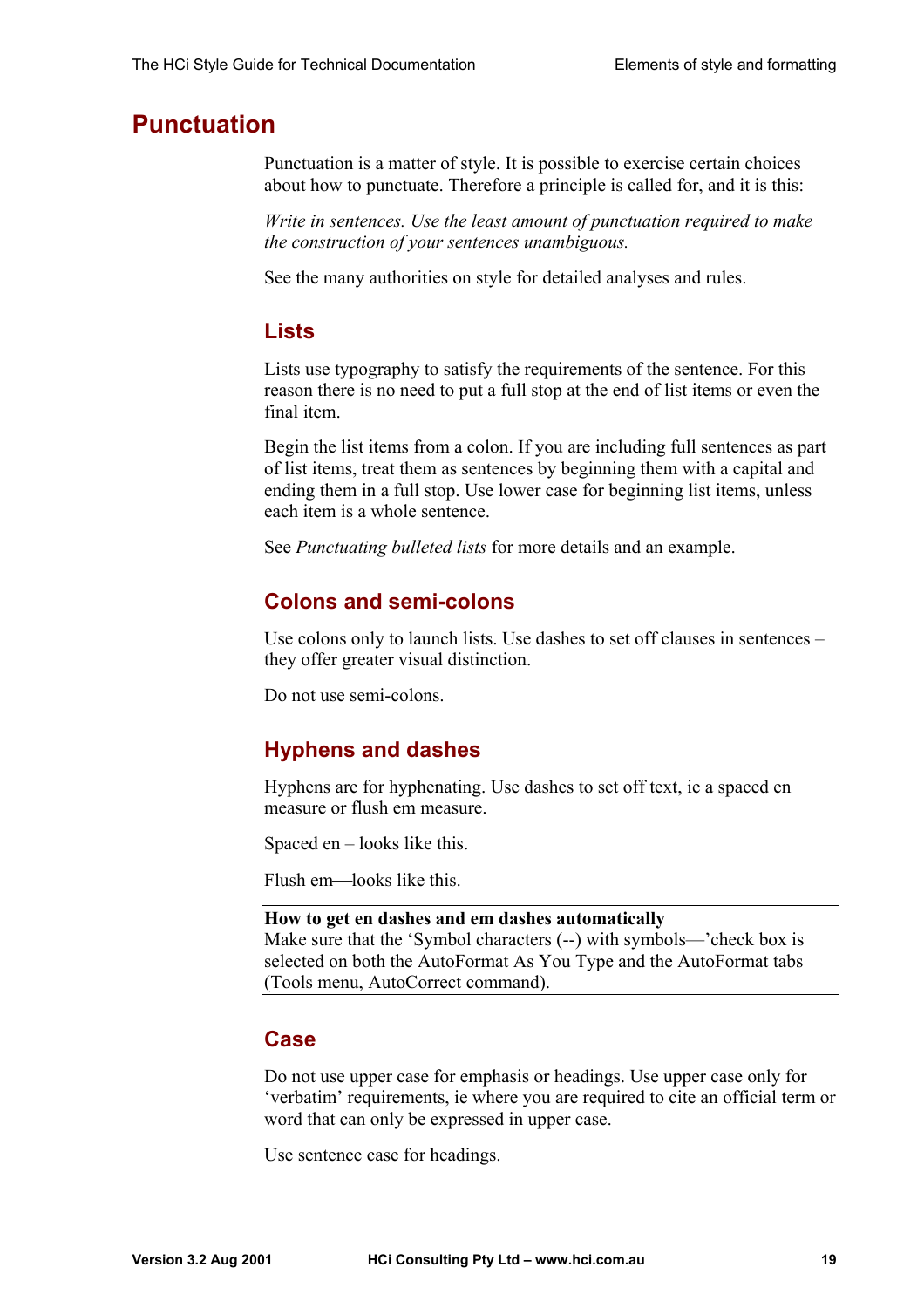# Punctuation

Punctuation is a matter of style. It is possible to exercise certain choices about how to punctuate. Therefore a principle is called for, and it is this:

*Write in sentences. Use the least amount of punctuation required to make the construction of your sentences unambiguous.*

See the many authorities on style for detailed analyses and rules.

## Lists

Lists use typography to satisfy the requirements of the sentence. For this reason there is no need to put a full stop at the end of list items or even the final item.

Begin the list items from a colon. If you are including full sentences as part of list items, treat them as sentences by beginning them with a capital and ending them in a full stop. Use lower case for beginning list items, unless each item is a whole sentence.

See *Punctuating bulleted lists* for more details and an example.

## Colons and semi-colons

Use colons only to launch lists. Use dashes to set off clauses in sentences – they offer greater visual distinction.

Do not use semi-colons.

## Hyphens and dashes

Hyphens are for hyphenating. Use dashes to set off text, ie a spaced en measure or flush em measure.

Spaced en – looks like this.

Flush em—looks like this.

---

**How to get en dashes and em dashes automatically**
Make sure that the 'Symbol characters (--) with symbols—'check box is selected on both the AutoFormat As You Type and the AutoFormat tabs (Tools menu, AutoCorrect command).

---

## Case

Do not use upper case for emphasis or headings. Use upper case only for 'verbatim' requirements, ie where you are required to cite an official term or word that can only be expressed in upper case.

Use sentence case for headings.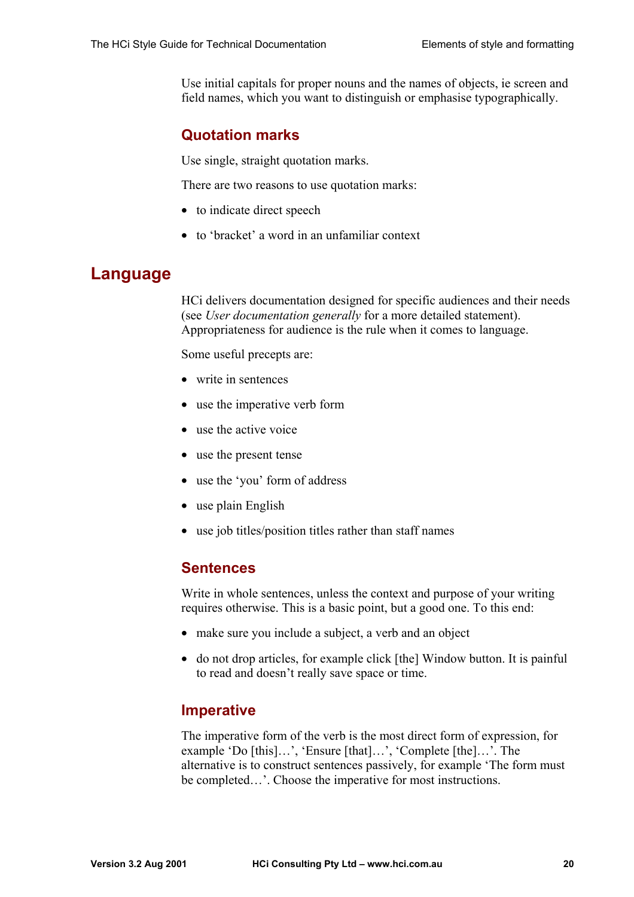Use initial capitals for proper nouns and the names of objects, ie screen and field names, which you want to distinguish or emphasise typographically.

### Quotation marks

Use single, straight quotation marks.

There are two reasons to use quotation marks:

- to indicate direct speech
- to 'bracket' a word in an unfamiliar context

## Language

HCi delivers documentation designed for specific audiences and their needs (see *User documentation generally* for a more detailed statement). Appropriateness for audience is the rule when it comes to language.

Some useful precepts are:

- write in sentences
- use the imperative verb form
- use the active voice
- use the present tense
- use the 'you' form of address
- use plain English
- use job titles/position titles rather than staff names

### Sentences

Write in whole sentences, unless the context and purpose of your writing requires otherwise. This is a basic point, but a good one. To this end:

- make sure you include a subject, a verb and an object
- do not drop articles, for example click [the] Window button. It is painful to read and doesn't really save space or time.

### Imperative

The imperative form of the verb is the most direct form of expression, for example 'Do [this]…', 'Ensure [that]…', 'Complete [the]…'. The alternative is to construct sentences passively, for example 'The form must be completed…'. Choose the imperative for most instructions.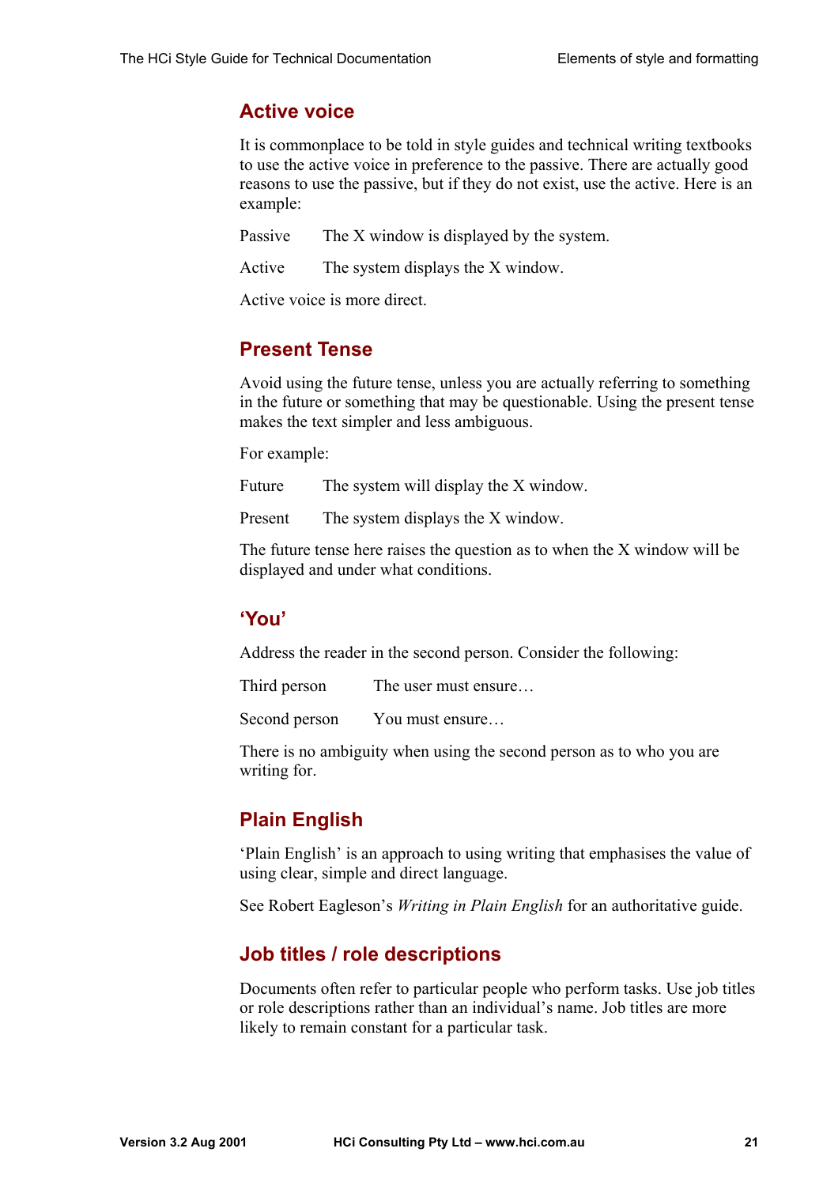## Active voice

It is commonplace to be told in style guides and technical writing textbooks to use the active voice in preference to the passive. There are actually good reasons to use the passive, but if they do not exist, use the active. Here is an example:

Passive The X window is displayed by the system.

Active The system displays the X window.

Active voice is more direct.

## Present Tense

Avoid using the future tense, unless you are actually referring to something in the future or something that may be questionable. Using the present tense makes the text simpler and less ambiguous.

For example:

Future The system will display the X window.

Present The system displays the X window.

The future tense here raises the question as to when the X window will be displayed and under what conditions.

## 'You'

Address the reader in the second person. Consider the following:

Third person The user must ensure…

Second person You must ensure…

There is no ambiguity when using the second person as to who you are writing for.

## Plain English

'Plain English' is an approach to using writing that emphasises the value of using clear, simple and direct language.

See Robert Eagleson's *Writing in Plain English* for an authoritative guide.

## Job titles / role descriptions

Documents often refer to particular people who perform tasks. Use job titles or role descriptions rather than an individual's name. Job titles are more likely to remain constant for a particular task.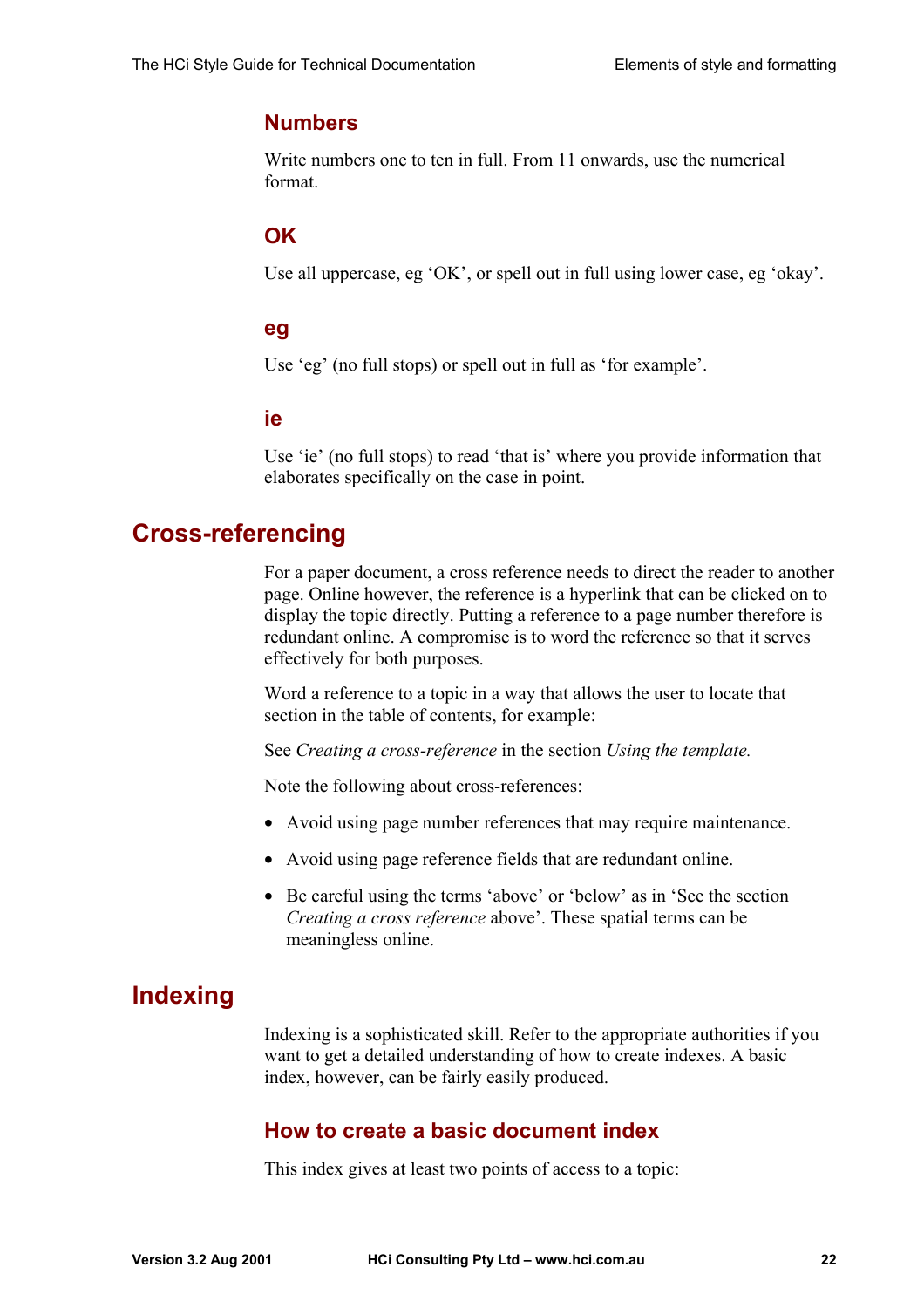### Numbers

Write numbers one to ten in full. From 11 onwards, use the numerical format.

### OK

Use all uppercase, eg ‘OK’, or spell out in full using lower case, eg ‘okay’.

### eg

Use ‘eg’ (no full stops) or spell out in full as ‘for example’.

### ie

Use ‘ie’ (no full stops) to read ‘that is’ where you provide information that elaborates specifically on the case in point.

## Cross-referencing

For a paper document, a cross reference needs to direct the reader to another page. Online however, the reference is a hyperlink that can be clicked on to display the topic directly. Putting a reference to a page number therefore is redundant online. A compromise is to word the reference so that it serves effectively for both purposes.

Word a reference to a topic in a way that allows the user to locate that section in the table of contents, for example:

See *Creating a cross-reference* in the section *Using the template.*

Note the following about cross-references:

- Avoid using page number references that may require maintenance.
- Avoid using page reference fields that are redundant online.
- Be careful using the terms ‘above’ or ‘below’ as in ‘See the section *Creating a cross reference* above’. These spatial terms can be meaningless online.

## Indexing

Indexing is a sophisticated skill. Refer to the appropriate authorities if you want to get a detailed understanding of how to create indexes. A basic index, however, can be fairly easily produced.

### How to create a basic document index

This index gives at least two points of access to a topic: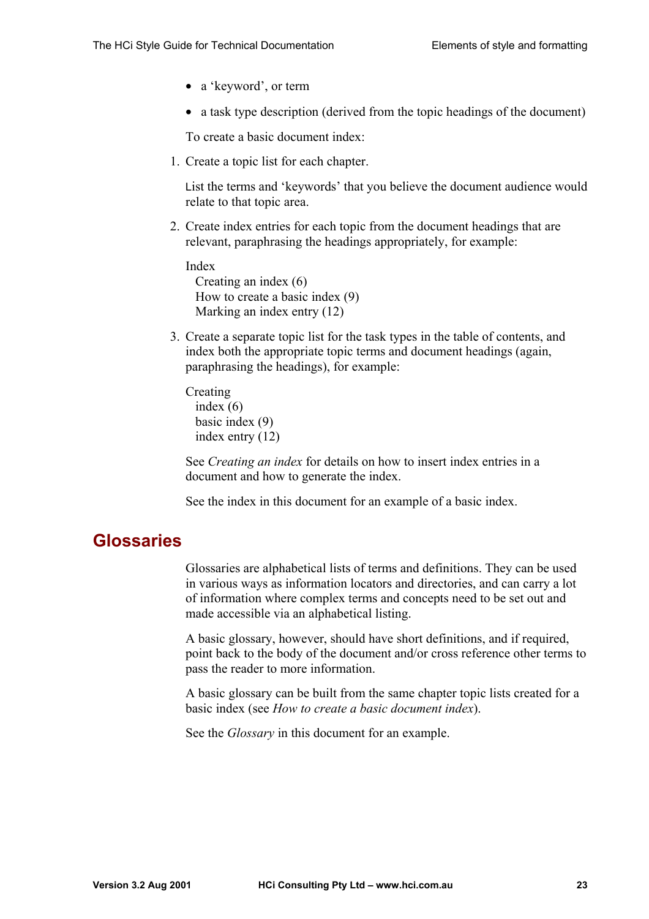- a 'keyword', or term
- a task type description (derived from the topic headings of the document)

To create a basic document index:

1. Create a topic list for each chapter.

   List the terms and 'keywords' that you believe the document audience would relate to that topic area.

2. Create index entries for each topic from the document headings that are relevant, paraphrasing the headings appropriately, for example:

   Index
     Creating an index (6)
     How to create a basic index (9)
     Marking an index entry (12)

3. Create a separate topic list for the task types in the table of contents, and index both the appropriate topic terms and document headings (again, paraphrasing the headings), for example:

   Creating
     index (6)
     basic index (9)
     index entry (12)

   See *Creating an index* for details on how to insert index entries in a document and how to generate the index.

   See the index in this document for an example of a basic index.

## Glossaries

Glossaries are alphabetical lists of terms and definitions. They can be used in various ways as information locators and directories, and can carry a lot of information where complex terms and concepts need to be set out and made accessible via an alphabetical listing.

A basic glossary, however, should have short definitions, and if required, point back to the body of the document and/or cross reference other terms to pass the reader to more information.

A basic glossary can be built from the same chapter topic lists created for a basic index (see *How to create a basic document index*).

See the *Glossary* in this document for an example.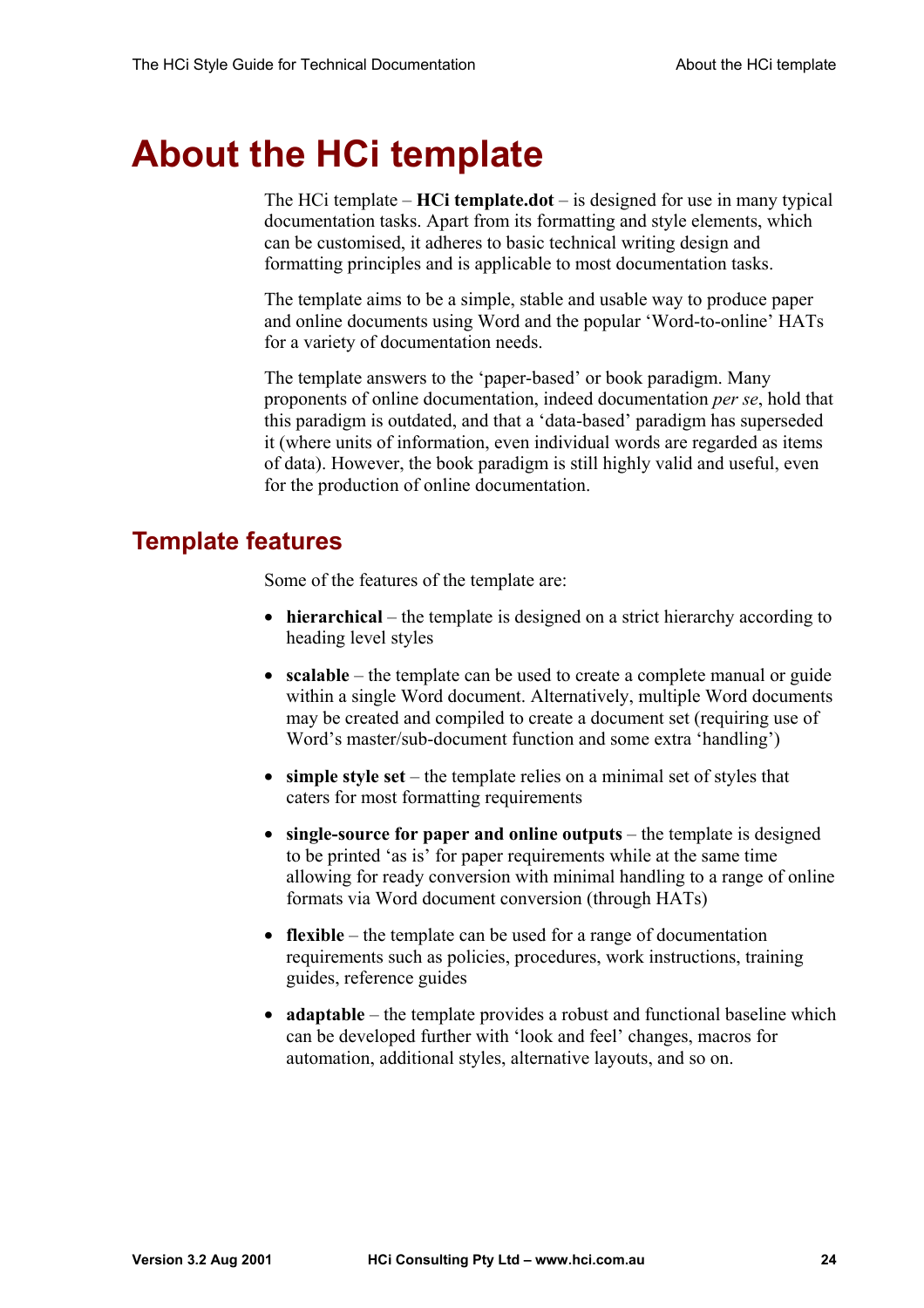# About the HCi template

The HCi template – **HCi template.dot** – is designed for use in many typical documentation tasks. Apart from its formatting and style elements, which can be customised, it adheres to basic technical writing design and formatting principles and is applicable to most documentation tasks.

The template aims to be a simple, stable and usable way to produce paper and online documents using Word and the popular 'Word-to-online' HATs for a variety of documentation needs.

The template answers to the 'paper-based' or book paradigm. Many proponents of online documentation, indeed documentation *per se*, hold that this paradigm is outdated, and that a 'data-based' paradigm has superseded it (where units of information, even individual words are regarded as items of data). However, the book paradigm is still highly valid and useful, even for the production of online documentation.

## Template features

Some of the features of the template are:

- **hierarchical** – the template is designed on a strict hierarchy according to heading level styles
- **scalable** – the template can be used to create a complete manual or guide within a single Word document. Alternatively, multiple Word documents may be created and compiled to create a document set (requiring use of Word's master/sub-document function and some extra 'handling')
- **simple style set** – the template relies on a minimal set of styles that caters for most formatting requirements
- **single-source for paper and online outputs** – the template is designed to be printed 'as is' for paper requirements while at the same time allowing for ready conversion with minimal handling to a range of online formats via Word document conversion (through HATs)
- **flexible** – the template can be used for a range of documentation requirements such as policies, procedures, work instructions, training guides, reference guides
- **adaptable** – the template provides a robust and functional baseline which can be developed further with 'look and feel' changes, macros for automation, additional styles, alternative layouts, and so on.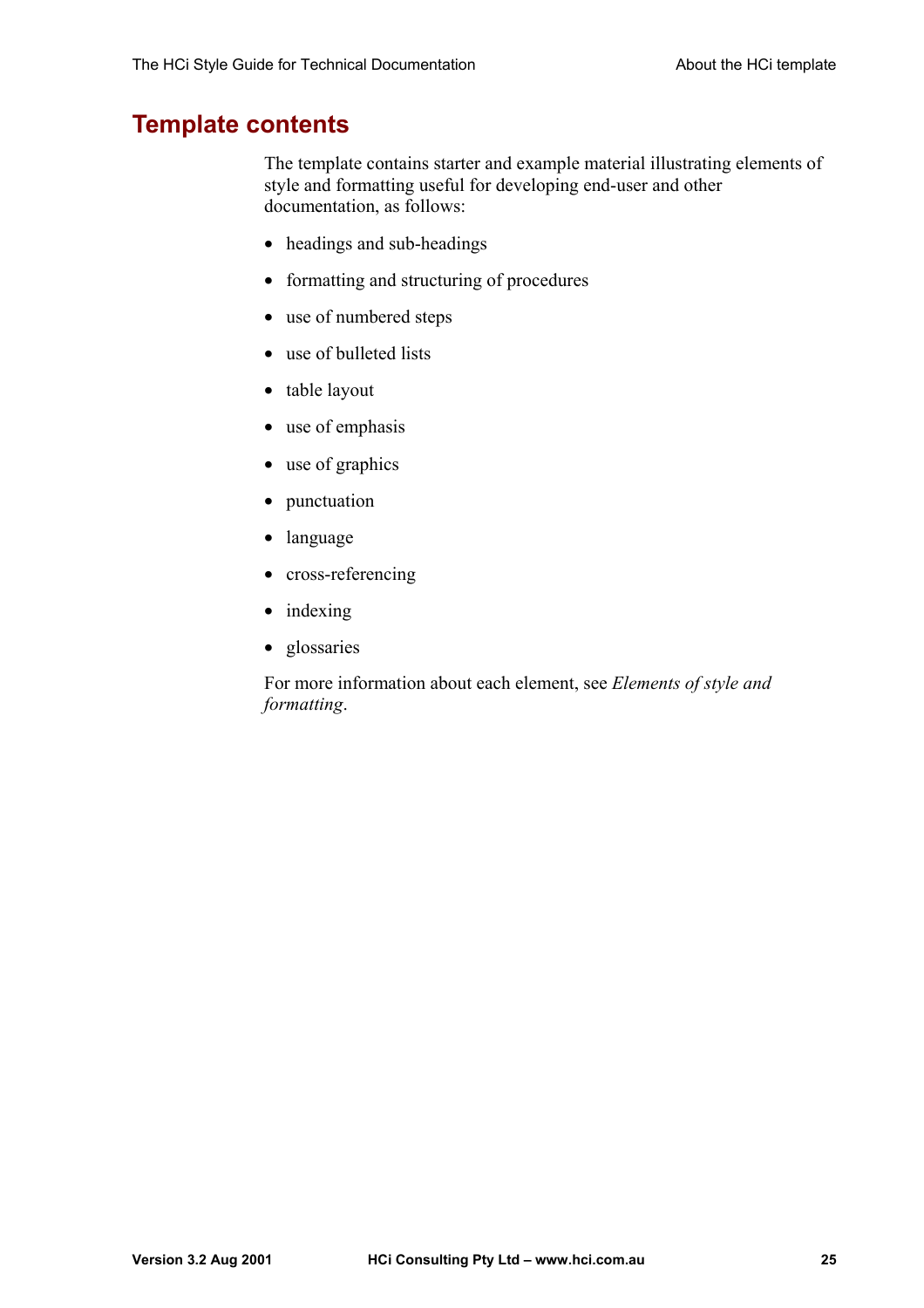## Template contents

The template contains starter and example material illustrating elements of style and formatting useful for developing end-user and other documentation, as follows:

- headings and sub-headings
- formatting and structuring of procedures
- use of numbered steps
- use of bulleted lists
- table layout
- use of emphasis
- use of graphics
- punctuation
- language
- cross-referencing
- indexing
- glossaries

For more information about each element, see *Elements of style and formatting*.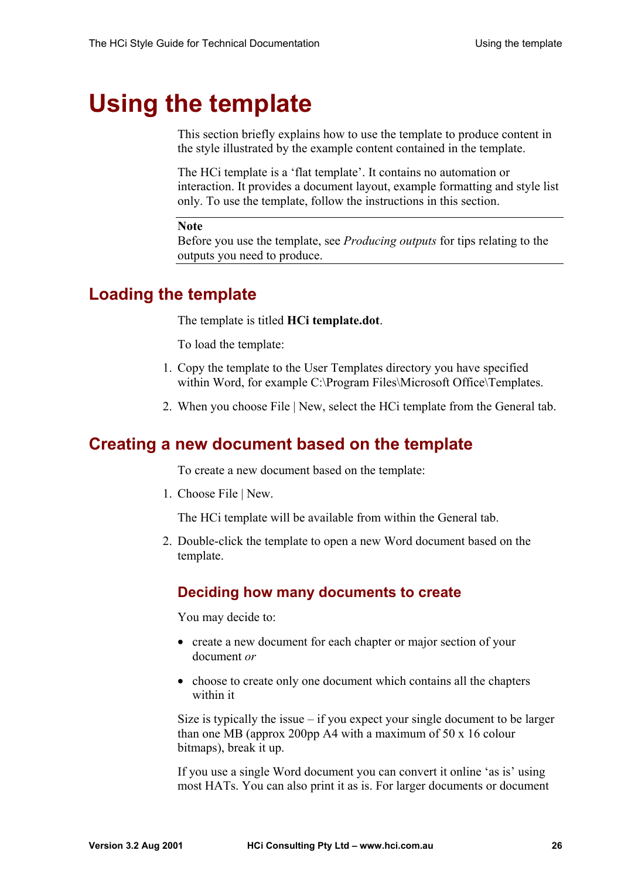# Using the template

This section briefly explains how to use the template to produce content in the style illustrated by the example content contained in the template.

The HCi template is a 'flat template'. It contains no automation or interaction. It provides a document layout, example formatting and style list only. To use the template, follow the instructions in this section.

**Note**
Before you use the template, see *Producing outputs* for tips relating to the outputs you need to produce.

## Loading the template

The template is titled **HCi template.dot**.

To load the template:

1. Copy the template to the User Templates directory you have specified within Word, for example C:\Program Files\Microsoft Office\Templates.
2. When you choose File | New, select the HCi template from the General tab.

## Creating a new document based on the template

To create a new document based on the template:

1. Choose File | New.

   The HCi template will be available from within the General tab.

2. Double-click the template to open a new Word document based on the template.

### Deciding how many documents to create

You may decide to:

- create a new document for each chapter or major section of your document *or*
- choose to create only one document which contains all the chapters within it

Size is typically the issue – if you expect your single document to be larger than one MB (approx 200pp A4 with a maximum of 50 x 16 colour bitmaps), break it up.

If you use a single Word document you can convert it online 'as is' using most HATs. You can also print it as is. For larger documents or document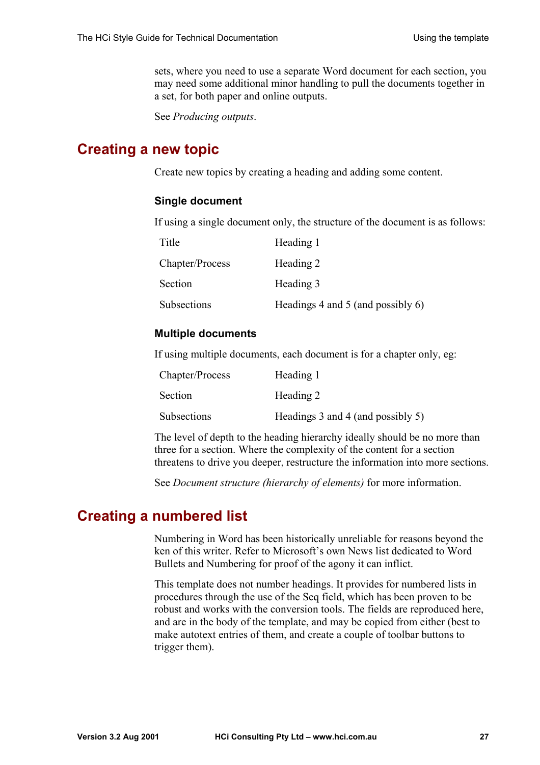sets, where you need to use a separate Word document for each section, you may need some additional minor handling to pull the documents together in a set, for both paper and online outputs.

See *Producing outputs*.

## Creating a new topic

Create new topics by creating a heading and adding some content.

### Single document

If using a single document only, the structure of the document is as follows:

| | |
|---|---|
| Title | Heading 1 |
| Chapter/Process | Heading 2 |
| Section | Heading 3 |
| Subsections | Headings 4 and 5 (and possibly 6) |

### Multiple documents

If using multiple documents, each document is for a chapter only, eg:

| | |
|---|---|
| Chapter/Process | Heading 1 |
| Section | Heading 2 |
| Subsections | Headings 3 and 4 (and possibly 5) |

The level of depth to the heading hierarchy ideally should be no more than three for a section. Where the complexity of the content for a section threatens to drive you deeper, restructure the information into more sections.

See *Document structure (hierarchy of elements)* for more information.

## Creating a numbered list

Numbering in Word has been historically unreliable for reasons beyond the ken of this writer. Refer to Microsoft's own News list dedicated to Word Bullets and Numbering for proof of the agony it can inflict.

This template does not number headings. It provides for numbered lists in procedures through the use of the Seq field, which has been proven to be robust and works with the conversion tools. The fields are reproduced here, and are in the body of the template, and may be copied from either (best to make autotext entries of them, and create a couple of toolbar buttons to trigger them).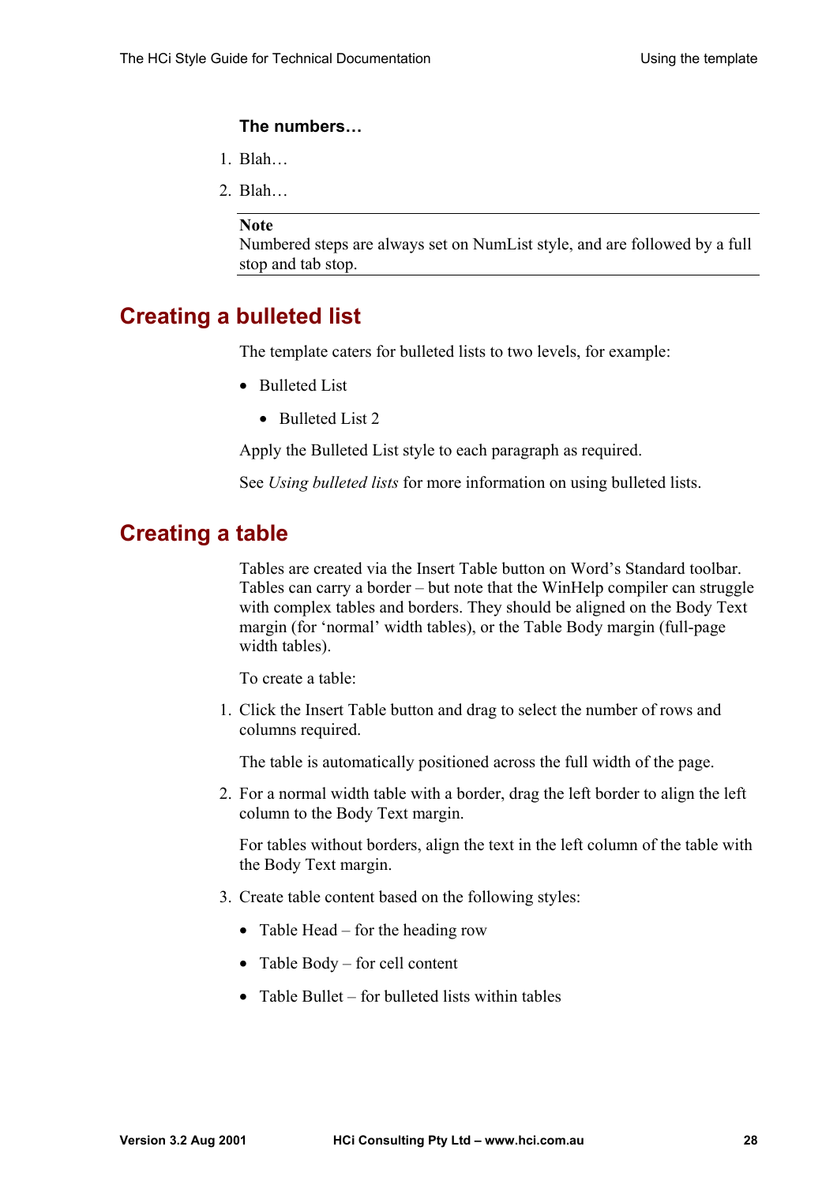**The numbers…**

1. Blah…
2. Blah…

---

**Note**
Numbered steps are always set on NumList style, and are followed by a full stop and tab stop.

---

## Creating a bulleted list

The template caters for bulleted lists to two levels, for example:

- Bulleted List
    - Bulleted List 2

Apply the Bulleted List style to each paragraph as required.

See *Using bulleted lists* for more information on using bulleted lists.

## Creating a table

Tables are created via the Insert Table button on Word's Standard toolbar. Tables can carry a border – but note that the WinHelp compiler can struggle with complex tables and borders. They should be aligned on the Body Text margin (for 'normal' width tables), or the Table Body margin (full-page width tables).

To create a table:

1. Click the Insert Table button and drag to select the number of rows and columns required.

   The table is automatically positioned across the full width of the page.

2. For a normal width table with a border, drag the left border to align the left column to the Body Text margin.

   For tables without borders, align the text in the left column of the table with the Body Text margin.

3. Create table content based on the following styles:

   - Table Head – for the heading row
   - Table Body – for cell content
   - Table Bullet – for bulleted lists within tables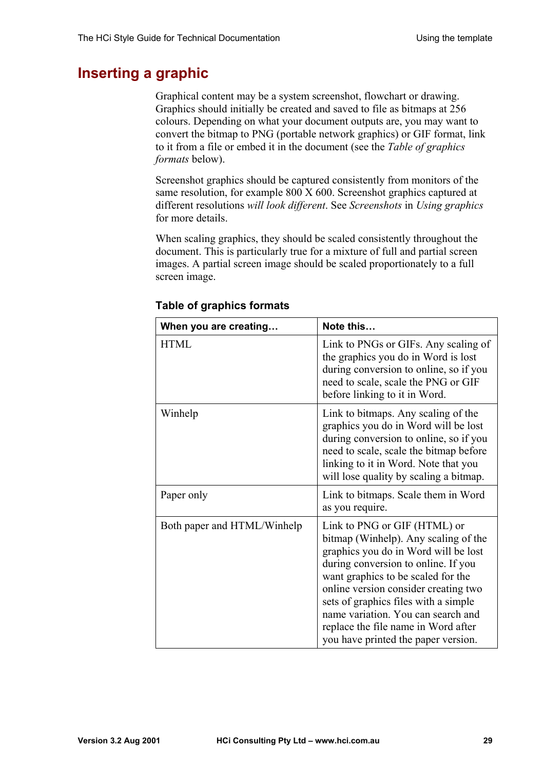# Inserting a graphic

Graphical content may be a system screenshot, flowchart or drawing. Graphics should initially be created and saved to file as bitmaps at 256 colours. Depending on what your document outputs are, you may want to convert the bitmap to PNG (portable network graphics) or GIF format, link to it from a file or embed it in the document (see the *Table of graphics formats* below).

Screenshot graphics should be captured consistently from monitors of the same resolution, for example 800 X 600. Screenshot graphics captured at different resolutions *will look different*. See *Screenshots* in *Using graphics* for more details.

When scaling graphics, they should be scaled consistently throughout the document. This is particularly true for a mixture of full and partial screen images. A partial screen image should be scaled proportionately to a full screen image.

### Table of graphics formats

| When you are creating… | Note this… |
|---|---|
| HTML | Link to PNGs or GIFs. Any scaling of the graphics you do in Word is lost during conversion to online, so if you need to scale, scale the PNG or GIF before linking to it in Word. |
| Winhelp | Link to bitmaps. Any scaling of the graphics you do in Word will be lost during conversion to online, so if you need to scale, scale the bitmap before linking to it in Word. Note that you will lose quality by scaling a bitmap. |
| Paper only | Link to bitmaps. Scale them in Word as you require. |
| Both paper and HTML/Winhelp | Link to PNG or GIF (HTML) or bitmap (Winhelp). Any scaling of the graphics you do in Word will be lost during conversion to online. If you want graphics to be scaled for the online version consider creating two sets of graphics files with a simple name variation. You can search and replace the file name in Word after you have printed the paper version. |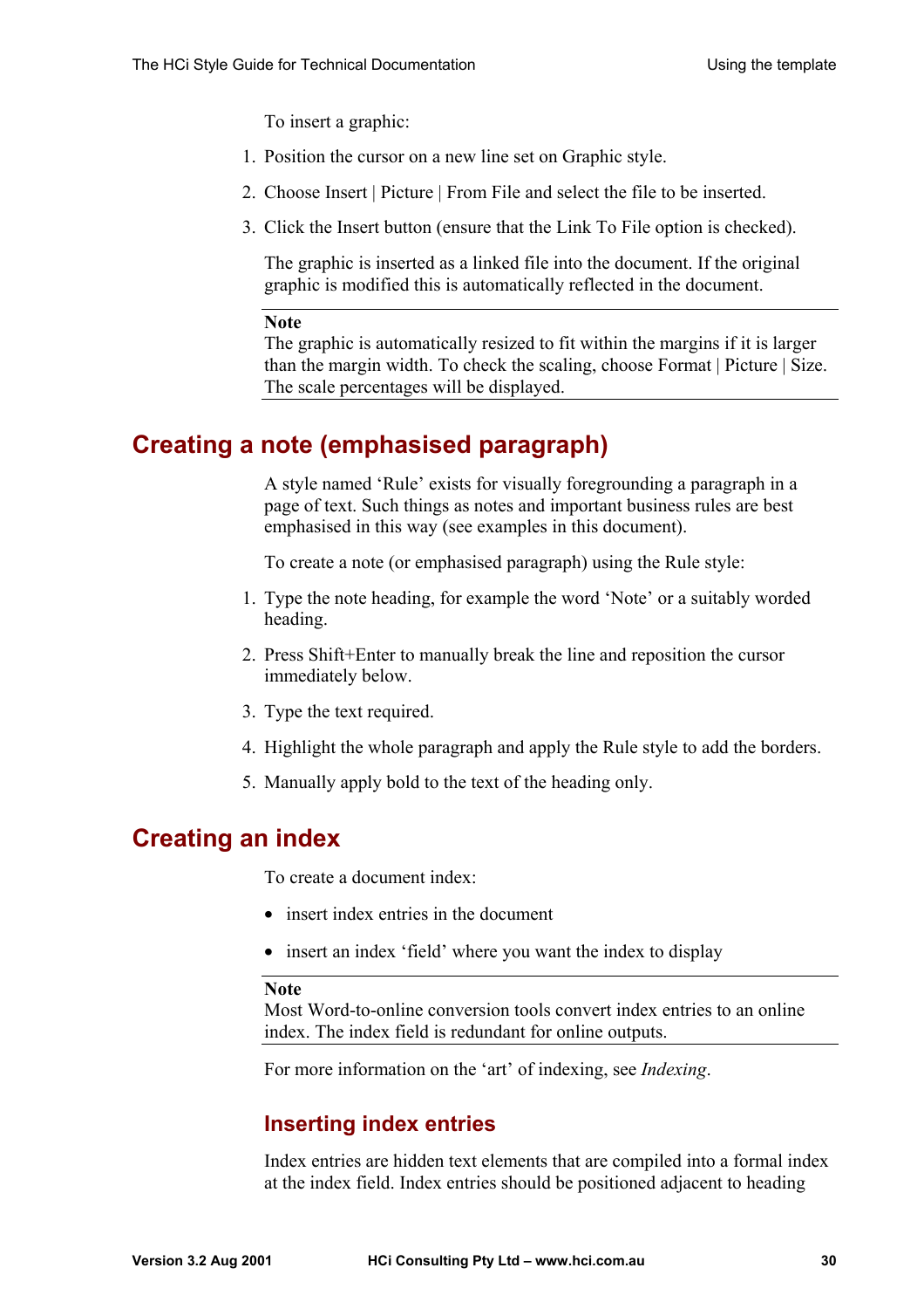To insert a graphic:

1. Position the cursor on a new line set on Graphic style.
2. Choose Insert | Picture | From File and select the file to be inserted.
3. Click the Insert button (ensure that the Link To File option is checked).

   The graphic is inserted as a linked file into the document. If the original graphic is modified this is automatically reflected in the document.

---

**Note**
The graphic is automatically resized to fit within the margins if it is larger than the margin width. To check the scaling, choose Format | Picture | Size. The scale percentages will be displayed.

---

## Creating a note (emphasised paragraph)

A style named 'Rule' exists for visually foregrounding a paragraph in a page of text. Such things as notes and important business rules are best emphasised in this way (see examples in this document).

To create a note (or emphasised paragraph) using the Rule style:

1. Type the note heading, for example the word 'Note' or a suitably worded heading.
2. Press Shift+Enter to manually break the line and reposition the cursor immediately below.
3. Type the text required.
4. Highlight the whole paragraph and apply the Rule style to add the borders.
5. Manually apply bold to the text of the heading only.

## Creating an index

To create a document index:

- insert index entries in the document
- insert an index 'field' where you want the index to display

---

**Note**
Most Word-to-online conversion tools convert index entries to an online index. The index field is redundant for online outputs.

---

For more information on the 'art' of indexing, see *Indexing*.

### Inserting index entries

Index entries are hidden text elements that are compiled into a formal index at the index field. Index entries should be positioned adjacent to heading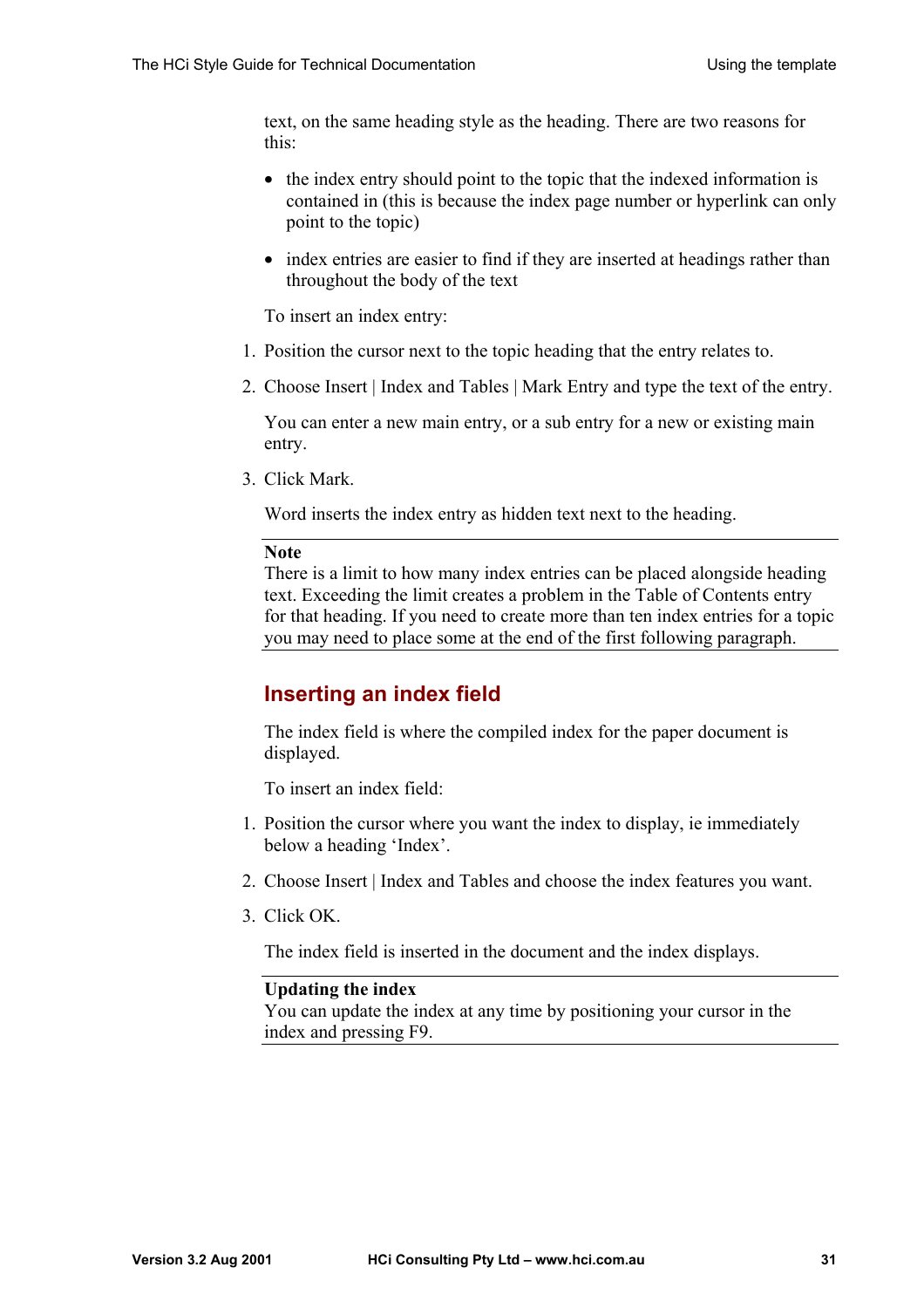text, on the same heading style as the heading. There are two reasons for this:

- the index entry should point to the topic that the indexed information is contained in (this is because the index page number or hyperlink can only point to the topic)
- index entries are easier to find if they are inserted at headings rather than throughout the body of the text

To insert an index entry:

1. Position the cursor next to the topic heading that the entry relates to.
2. Choose Insert | Index and Tables | Mark Entry and type the text of the entry.

   You can enter a new main entry, or a sub entry for a new or existing main entry.
3. Click Mark.

   Word inserts the index entry as hidden text next to the heading.

---

**Note**
There is a limit to how many index entries can be placed alongside heading text. Exceeding the limit creates a problem in the Table of Contents entry for that heading. If you need to create more than ten index entries for a topic you may need to place some at the end of the first following paragraph.

---

## Inserting an index field

The index field is where the compiled index for the paper document is displayed.

To insert an index field:

1. Position the cursor where you want the index to display, ie immediately below a heading 'Index'.
2. Choose Insert | Index and Tables and choose the index features you want.
3. Click OK.

   The index field is inserted in the document and the index displays.

---

**Updating the index**
You can update the index at any time by positioning your cursor in the index and pressing F9.

---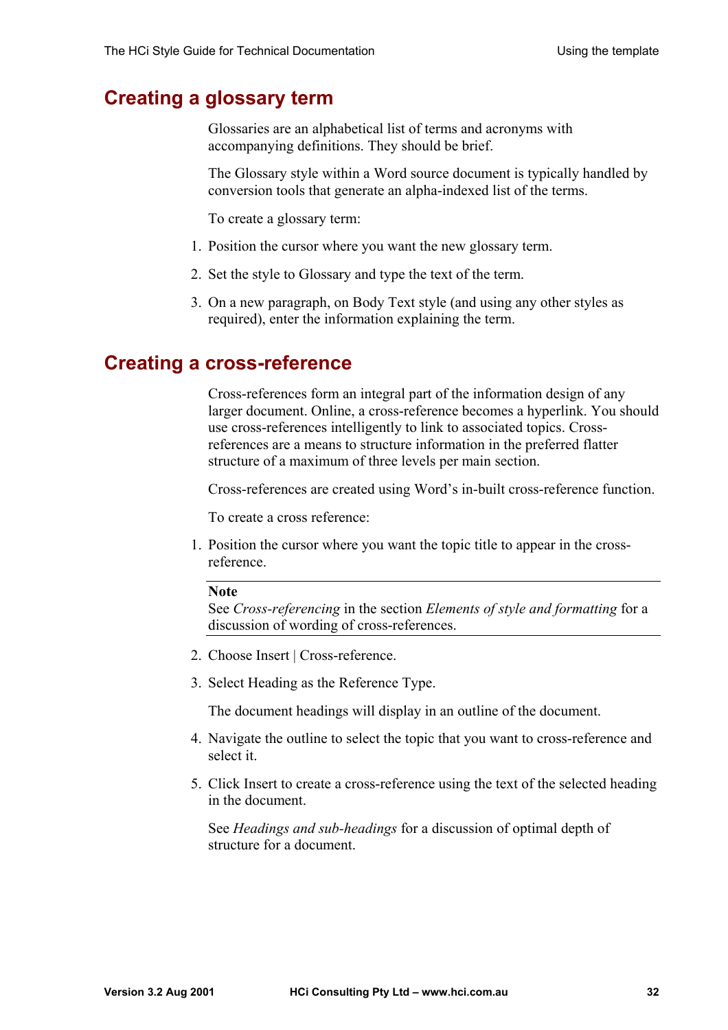## Creating a glossary term

Glossaries are an alphabetical list of terms and acronyms with accompanying definitions. They should be brief.

The Glossary style within a Word source document is typically handled by conversion tools that generate an alpha-indexed list of the terms.

To create a glossary term:

1. Position the cursor where you want the new glossary term.
2. Set the style to Glossary and type the text of the term.
3. On a new paragraph, on Body Text style (and using any other styles as required), enter the information explaining the term.

## Creating a cross-reference

Cross-references form an integral part of the information design of any larger document. Online, a cross-reference becomes a hyperlink. You should use cross-references intelligently to link to associated topics. Cross-references are a means to structure information in the preferred flatter structure of a maximum of three levels per main section.

Cross-references are created using Word's in-built cross-reference function.

To create a cross reference:

1. Position the cursor where you want the topic title to appear in the cross-reference.

---

**Note**
See *Cross-referencing* in the section *Elements of style and formatting* for a discussion of wording of cross-references.

---

2. Choose Insert | Cross-reference.
3. Select Heading as the Reference Type.

   The document headings will display in an outline of the document.

4. Navigate the outline to select the topic that you want to cross-reference and select it.
5. Click Insert to create a cross-reference using the text of the selected heading in the document.

   See *Headings and sub-headings* for a discussion of optimal depth of structure for a document.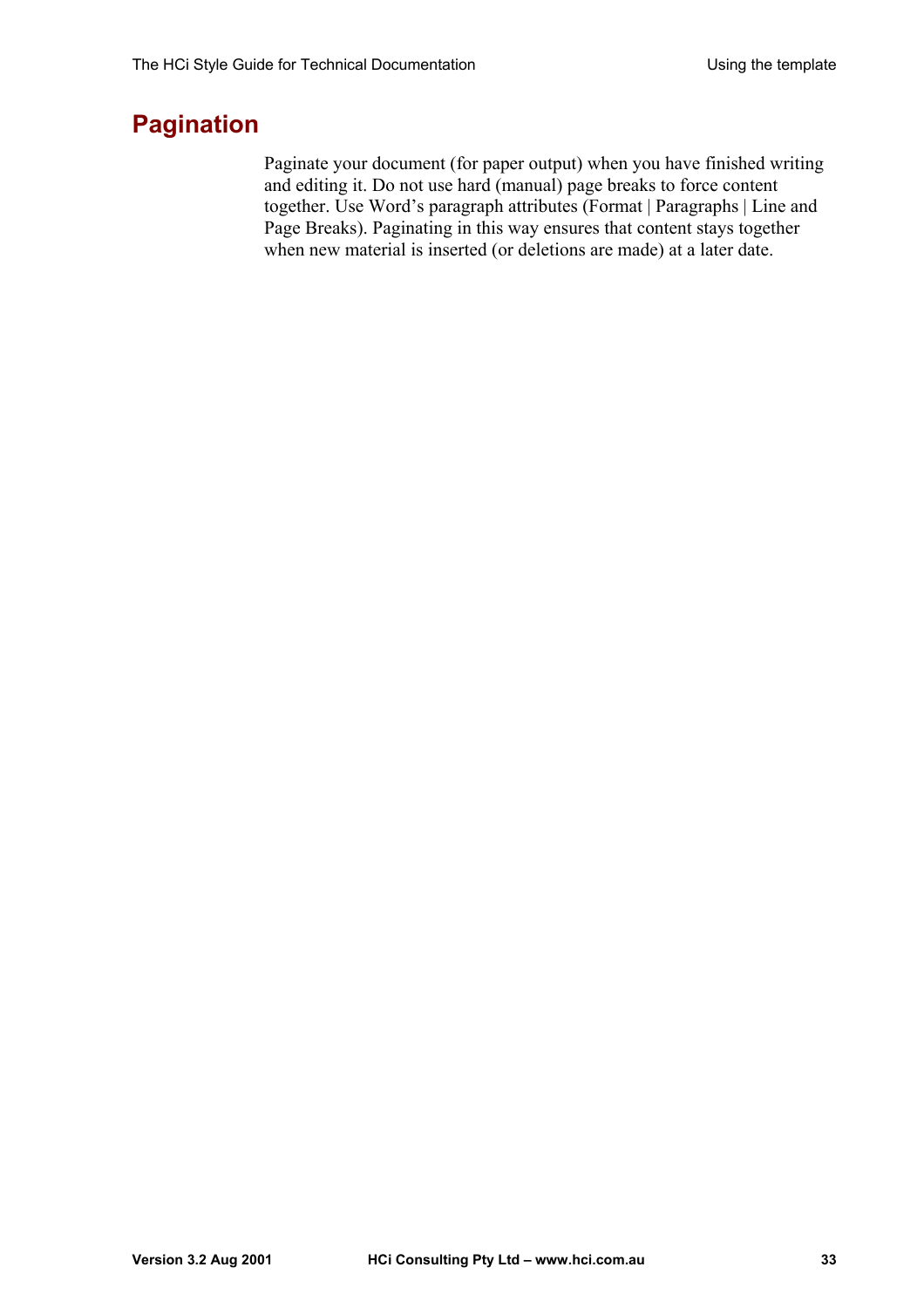## Pagination

Paginate your document (for paper output) when you have finished writing and editing it. Do not use hard (manual) page breaks to force content together. Use Word's paragraph attributes (Format | Paragraphs | Line and Page Breaks). Paginating in this way ensures that content stays together when new material is inserted (or deletions are made) at a later date.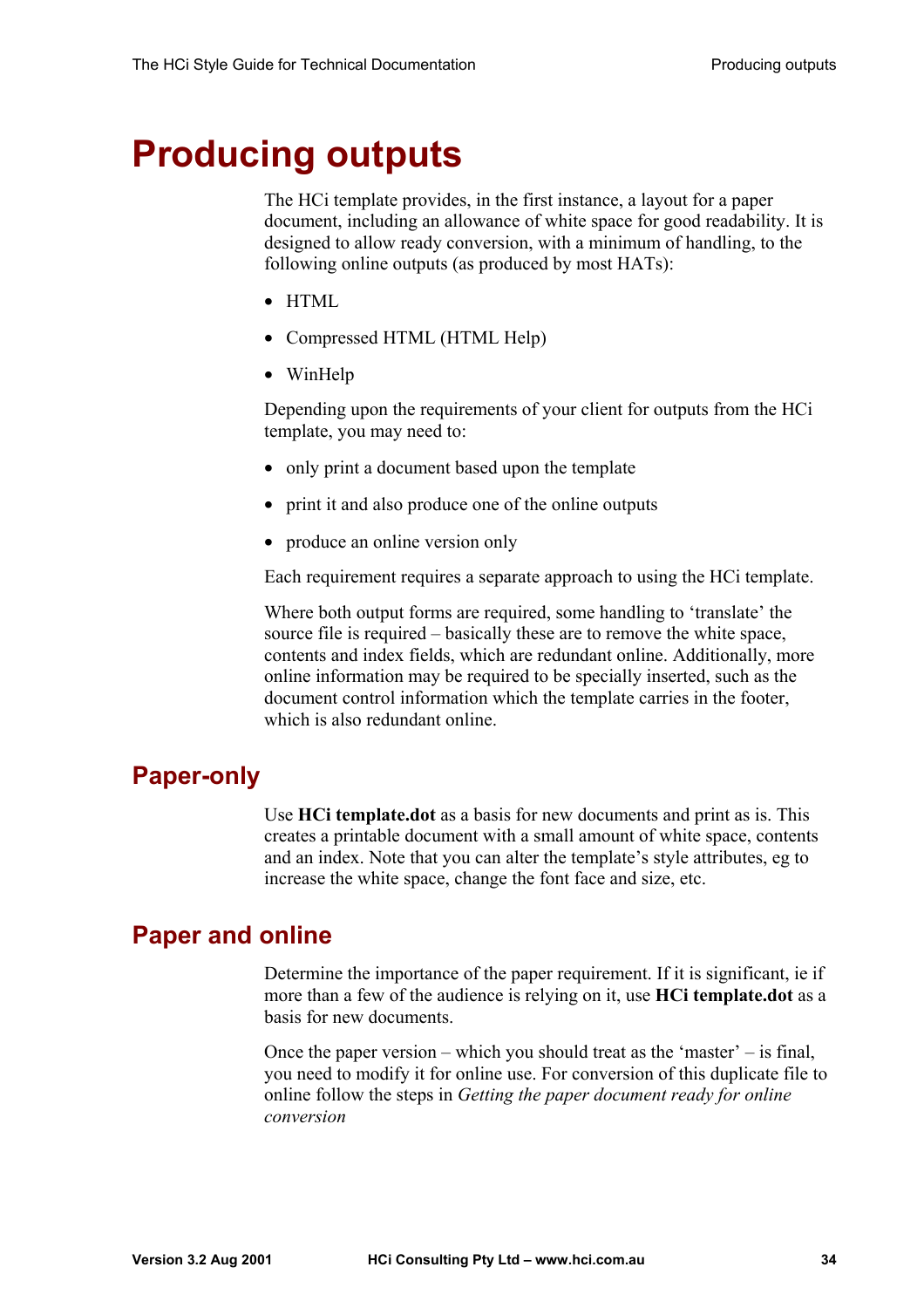# Producing outputs

The HCi template provides, in the first instance, a layout for a paper document, including an allowance of white space for good readability. It is designed to allow ready conversion, with a minimum of handling, to the following online outputs (as produced by most HATs):

- HTML
- Compressed HTML (HTML Help)
- WinHelp

Depending upon the requirements of your client for outputs from the HCi template, you may need to:

- only print a document based upon the template
- print it and also produce one of the online outputs
- produce an online version only

Each requirement requires a separate approach to using the HCi template.

Where both output forms are required, some handling to 'translate' the source file is required – basically these are to remove the white space, contents and index fields, which are redundant online. Additionally, more online information may be required to be specially inserted, such as the document control information which the template carries in the footer, which is also redundant online.

## Paper-only

Use **HCi template.dot** as a basis for new documents and print as is. This creates a printable document with a small amount of white space, contents and an index. Note that you can alter the template's style attributes, eg to increase the white space, change the font face and size, etc.

## Paper and online

Determine the importance of the paper requirement. If it is significant, ie if more than a few of the audience is relying on it, use **HCi template.dot** as a basis for new documents.

Once the paper version – which you should treat as the 'master' – is final, you need to modify it for online use. For conversion of this duplicate file to online follow the steps in *Getting the paper document ready for online conversion*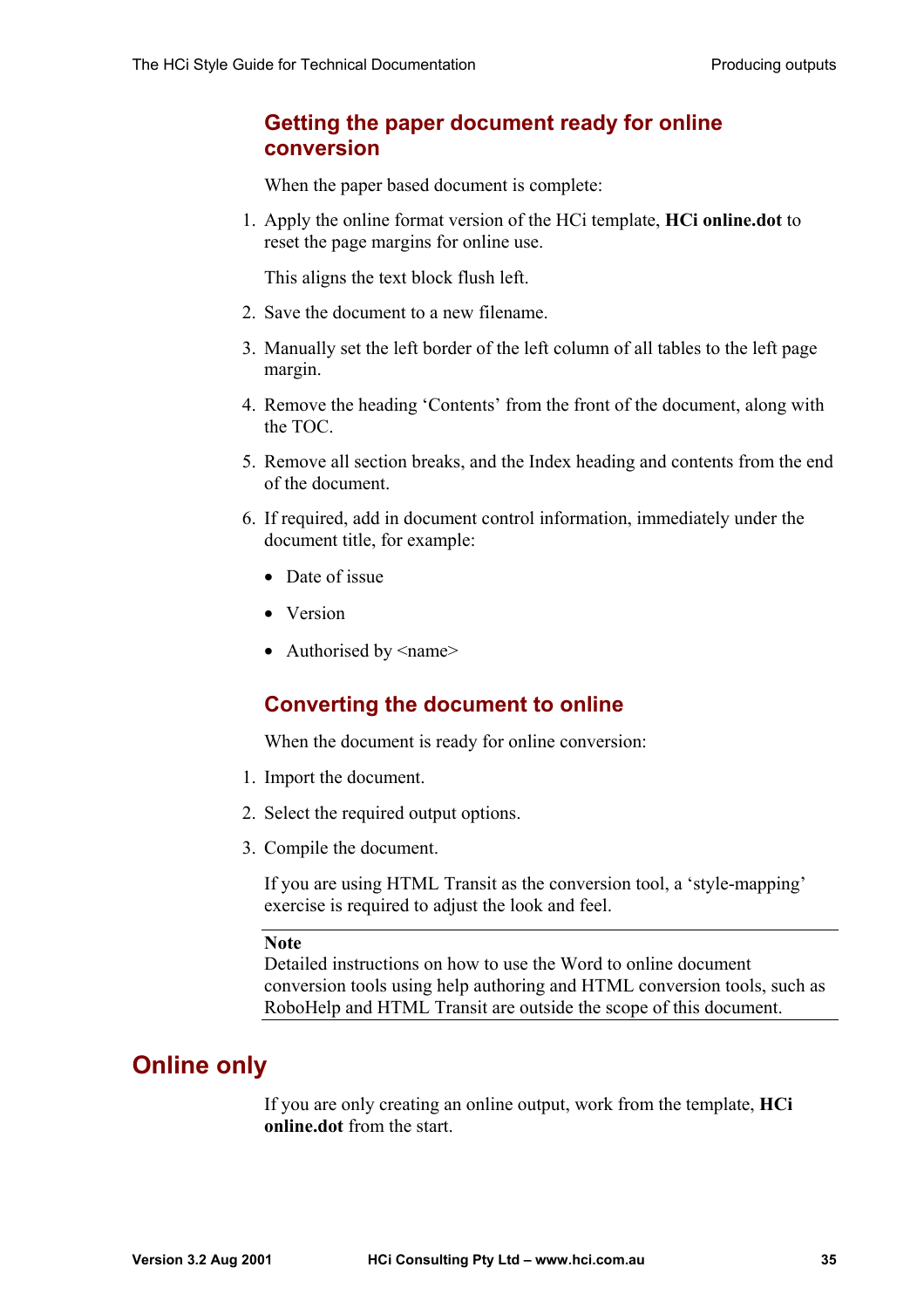### Getting the paper document ready for online conversion

When the paper based document is complete:

1. Apply the online format version of the HCi template, **HCi online.dot** to reset the page margins for online use.

   This aligns the text block flush left.

2. Save the document to a new filename.

3. Manually set the left border of the left column of all tables to the left page margin.

4. Remove the heading 'Contents' from the front of the document, along with the TOC.

5. Remove all section breaks, and the Index heading and contents from the end of the document.

6. If required, add in document control information, immediately under the document title, for example:

   - Date of issue
   - Version
   - Authorised by <name>

### Converting the document to online

When the document is ready for online conversion:

1. Import the document.

2. Select the required output options.

3. Compile the document.

   If you are using HTML Transit as the conversion tool, a 'style-mapping' exercise is required to adjust the look and feel.

---

**Note**
Detailed instructions on how to use the Word to online document conversion tools using help authoring and HTML conversion tools, such as RoboHelp and HTML Transit are outside the scope of this document.

---

## Online only

If you are only creating an online output, work from the template, **HCi online.dot** from the start.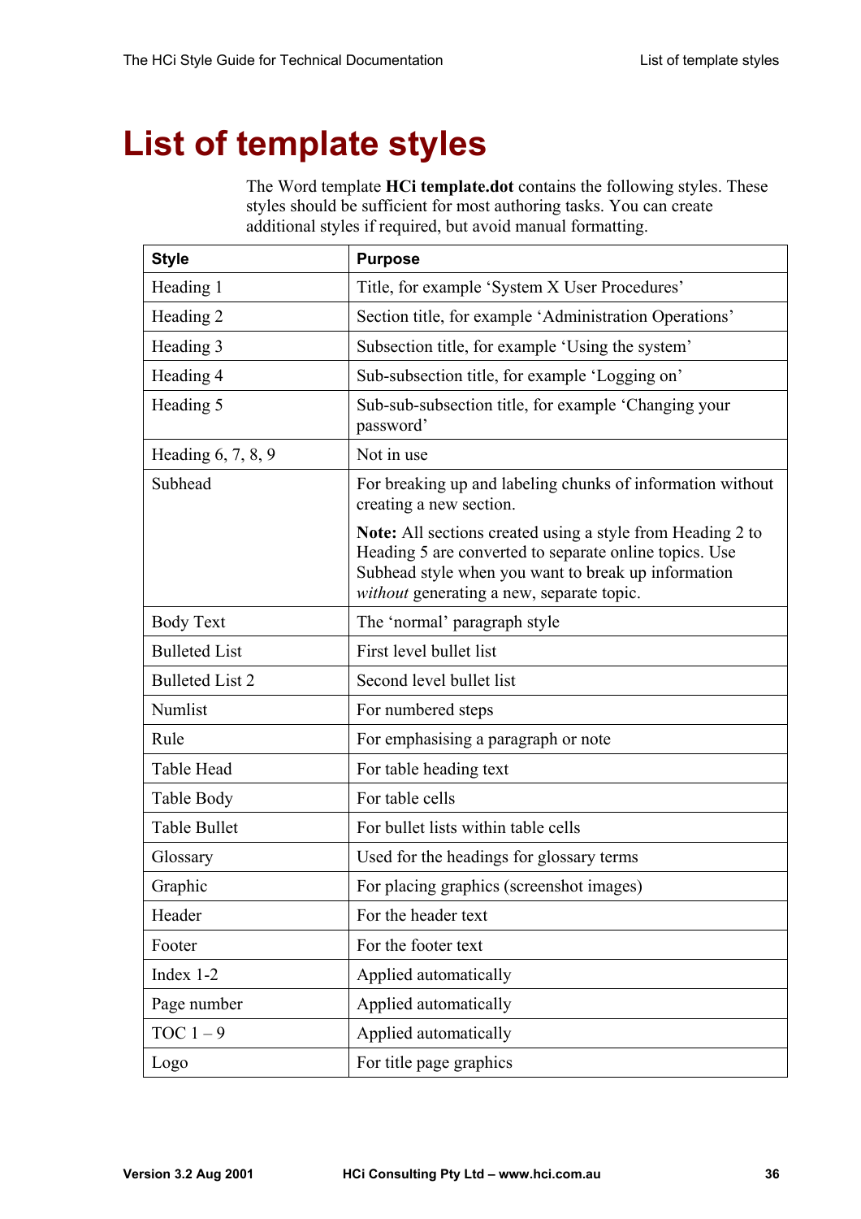# List of template styles

The Word template **HCi template.dot** contains the following styles. These styles should be sufficient for most authoring tasks. You can create additional styles if required, but avoid manual formatting.

| Style | Purpose |
|---|---|
| Heading 1 | Title, for example 'System X User Procedures' |
| Heading 2 | Section title, for example 'Administration Operations' |
| Heading 3 | Subsection title, for example 'Using the system' |
| Heading 4 | Sub-subsection title, for example 'Logging on' |
| Heading 5 | Sub-sub-subsection title, for example 'Changing your password' |
| Heading 6, 7, 8, 9 | Not in use |
| Subhead | For breaking up and labeling chunks of information without creating a new section.<br><br>**Note:** All sections created using a style from Heading 2 to Heading 5 are converted to separate online topics. Use Subhead style when you want to break up information *without* generating a new, separate topic. |
| Body Text | The 'normal' paragraph style |
| Bulleted List | First level bullet list |
| Bulleted List 2 | Second level bullet list |
| Numlist | For numbered steps |
| Rule | For emphasising a paragraph or note |
| Table Head | For table heading text |
| Table Body | For table cells |
| Table Bullet | For bullet lists within table cells |
| Glossary | Used for the headings for glossary terms |
| Graphic | For placing graphics (screenshot images) |
| Header | For the header text |
| Footer | For the footer text |
| Index 1-2 | Applied automatically |
| Page number | Applied automatically |
| TOC 1 – 9 | Applied automatically |
| Logo | For title page graphics |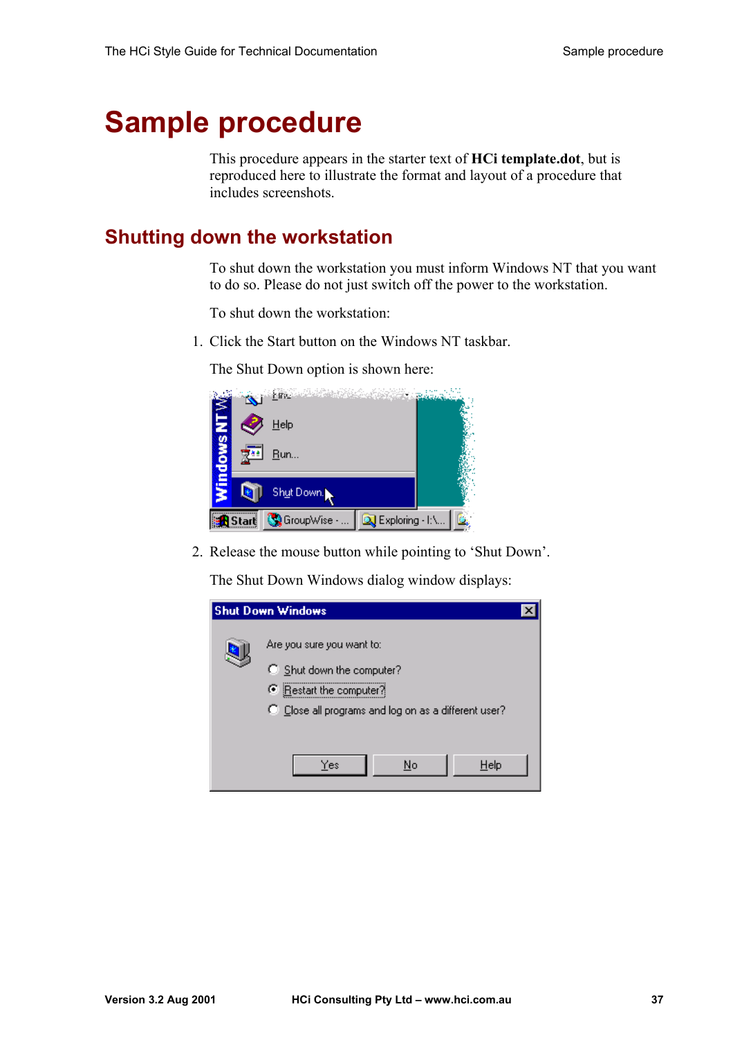# Sample procedure

This procedure appears in the starter text of **HCi template.dot**, but is reproduced here to illustrate the format and layout of a procedure that includes screenshots.

## Shutting down the workstation

To shut down the workstation you must inform Windows NT that you want to do so. Please do not just switch off the power to the workstation.

To shut down the workstation:

1. Click the Start button on the Windows NT taskbar.

   The Shut Down option is shown here:

2. Release the mouse button while pointing to 'Shut Down'.

   The Shut Down Windows dialog window displays: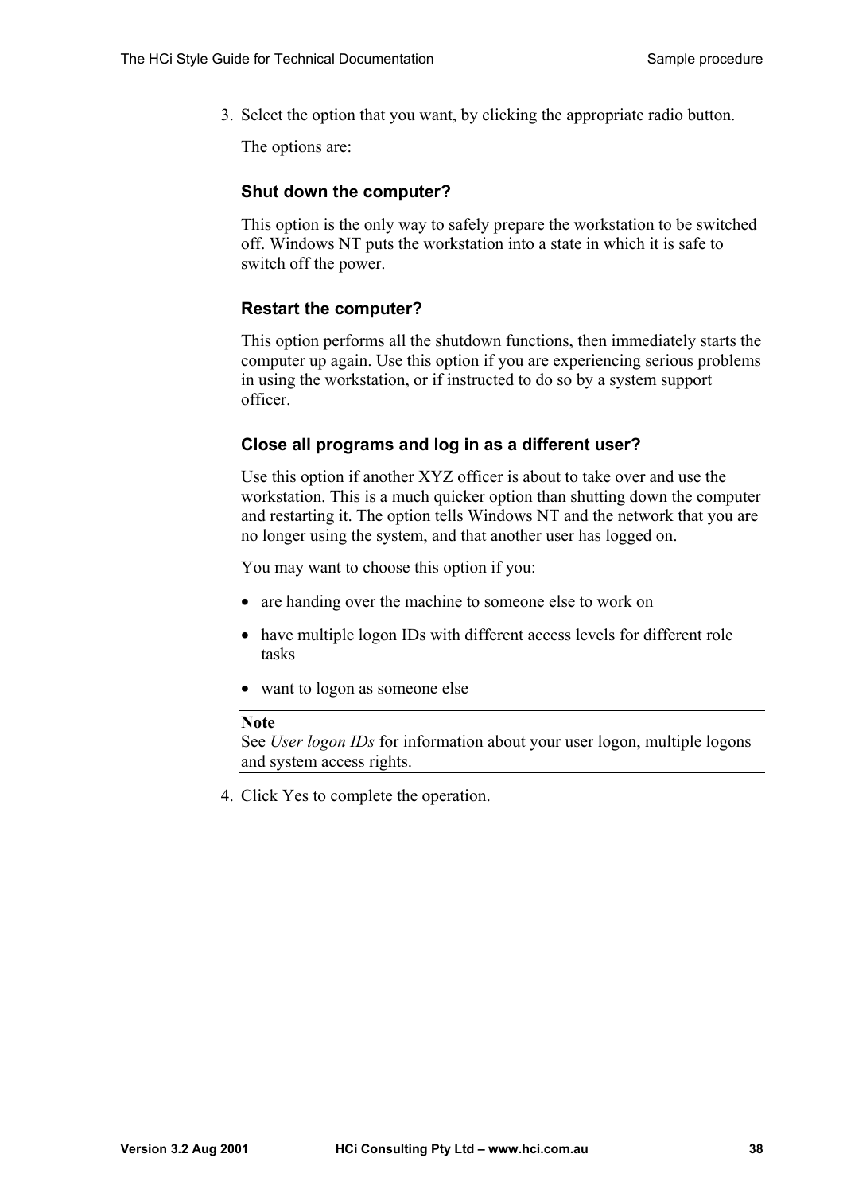3. Select the option that you want, by clicking the appropriate radio button.

   The options are:

   ### Shut down the computer?

   This option is the only way to safely prepare the workstation to be switched off. Windows NT puts the workstation into a state in which it is safe to switch off the power.

   ### Restart the computer?

   This option performs all the shutdown functions, then immediately starts the computer up again. Use this option if you are experiencing serious problems in using the workstation, or if instructed to do so by a system support officer.

   ### Close all programs and log in as a different user?

   Use this option if another XYZ officer is about to take over and use the workstation. This is a much quicker option than shutting down the computer and restarting it. The option tells Windows NT and the network that you are no longer using the system, and that another user has logged on.

   You may want to choose this option if you:

   - are handing over the machine to someone else to work on
   - have multiple logon IDs with different access levels for different role tasks
   - want to logon as someone else

   ---

   **Note**
   See *User logon IDs* for information about your user logon, multiple logons and system access rights.

   ---

4. Click Yes to complete the operation.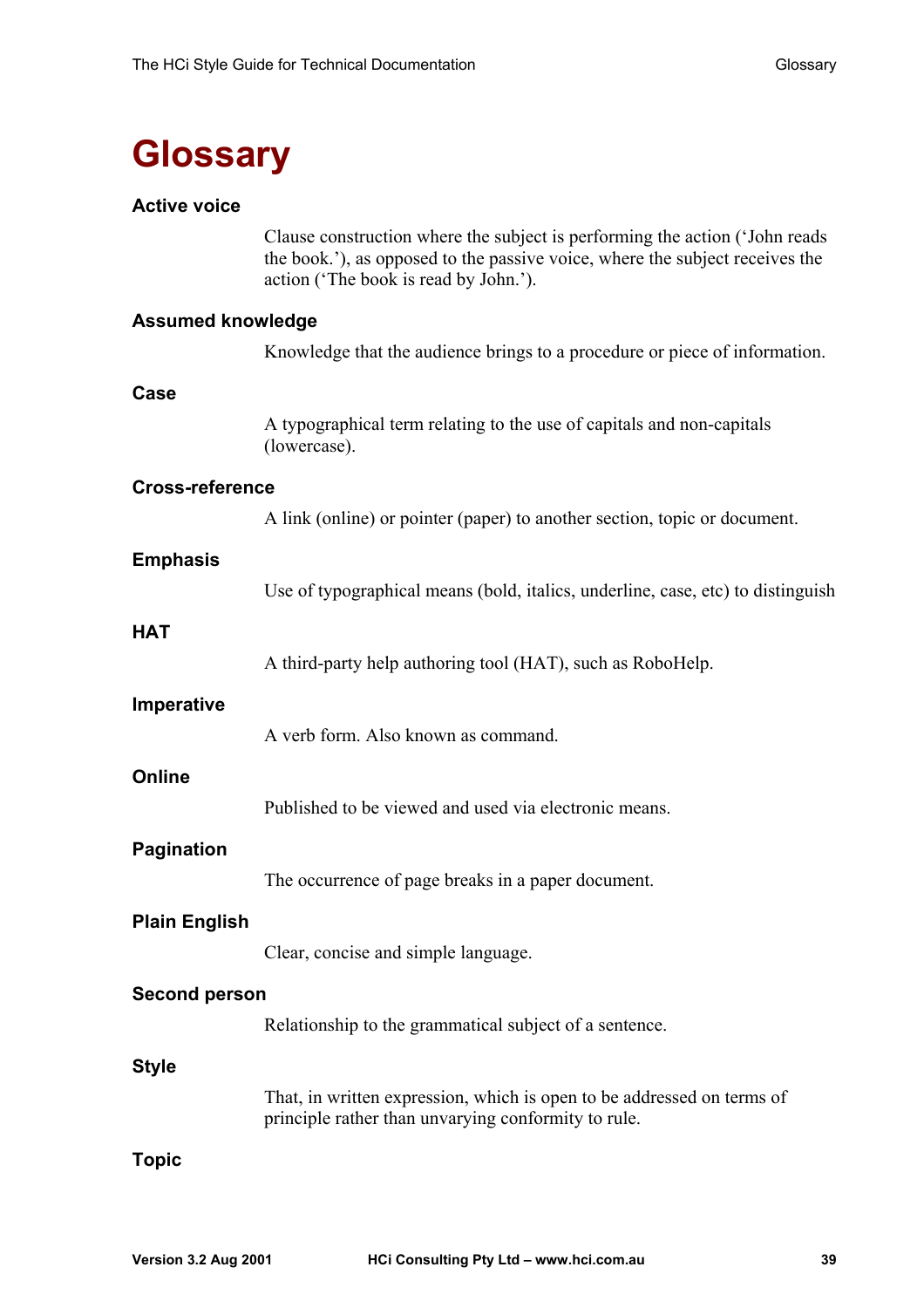# Glossary

### Active voice

Clause construction where the subject is performing the action ('John reads the book.'), as opposed to the passive voice, where the subject receives the action ('The book is read by John.').

### Assumed knowledge

Knowledge that the audience brings to a procedure or piece of information.

### Case

A typographical term relating to the use of capitals and non-capitals (lowercase).

### Cross-reference

A link (online) or pointer (paper) to another section, topic or document.

### Emphasis

Use of typographical means (bold, italics, underline, case, etc) to distinguish

### HAT

A third-party help authoring tool (HAT), such as RoboHelp.

### Imperative

A verb form. Also known as command.

### Online

Published to be viewed and used via electronic means.

### Pagination

The occurrence of page breaks in a paper document.

### Plain English

Clear, concise and simple language.

### Second person

Relationship to the grammatical subject of a sentence.

### Style

That, in written expression, which is open to be addressed on terms of principle rather than unvarying conformity to rule.

### Topic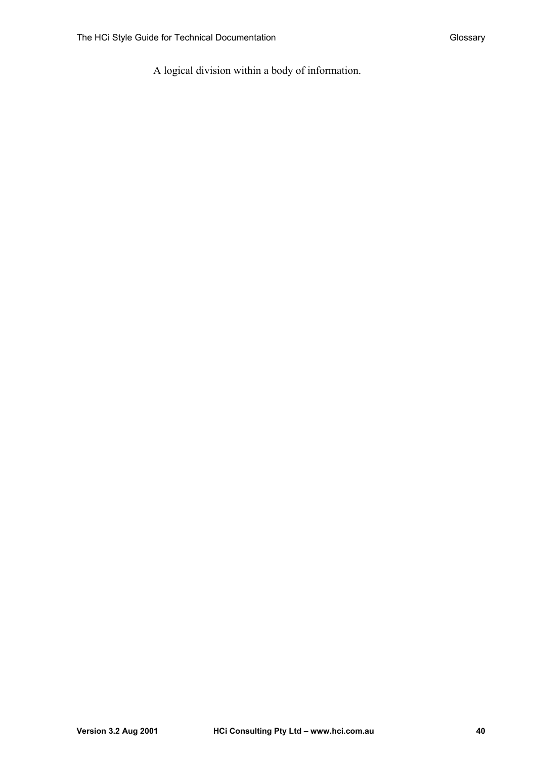A logical division within a body of information.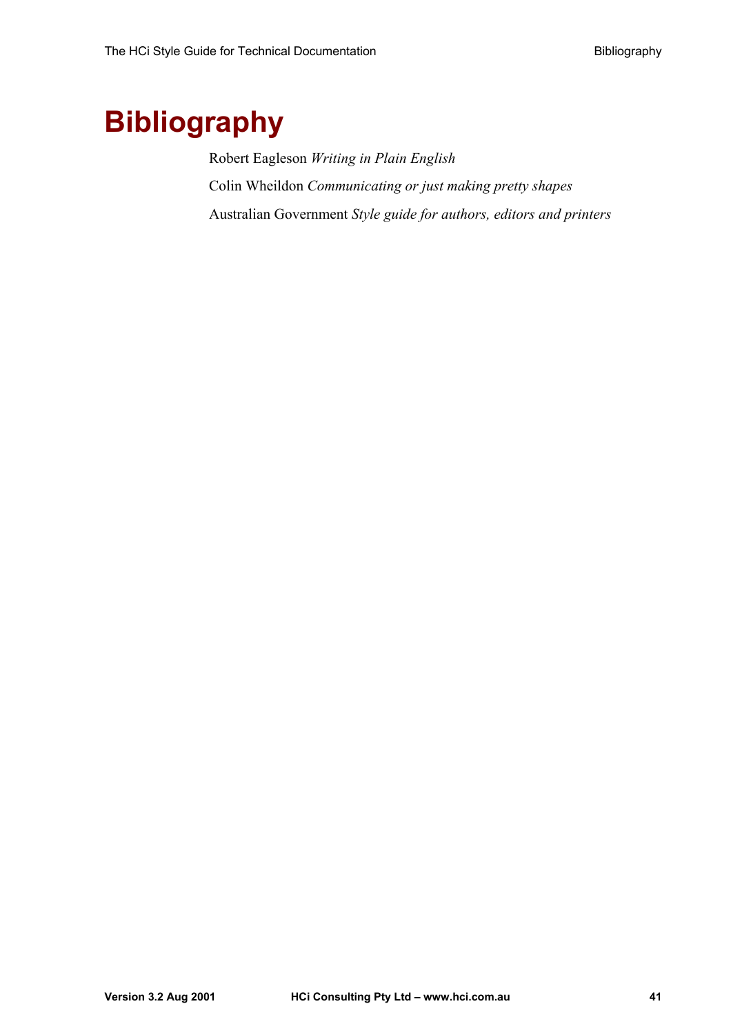# Bibliography

Robert Eagleson *Writing in Plain English*

Colin Wheildon *Communicating or just making pretty shapes*

Australian Government *Style guide for authors, editors and printers*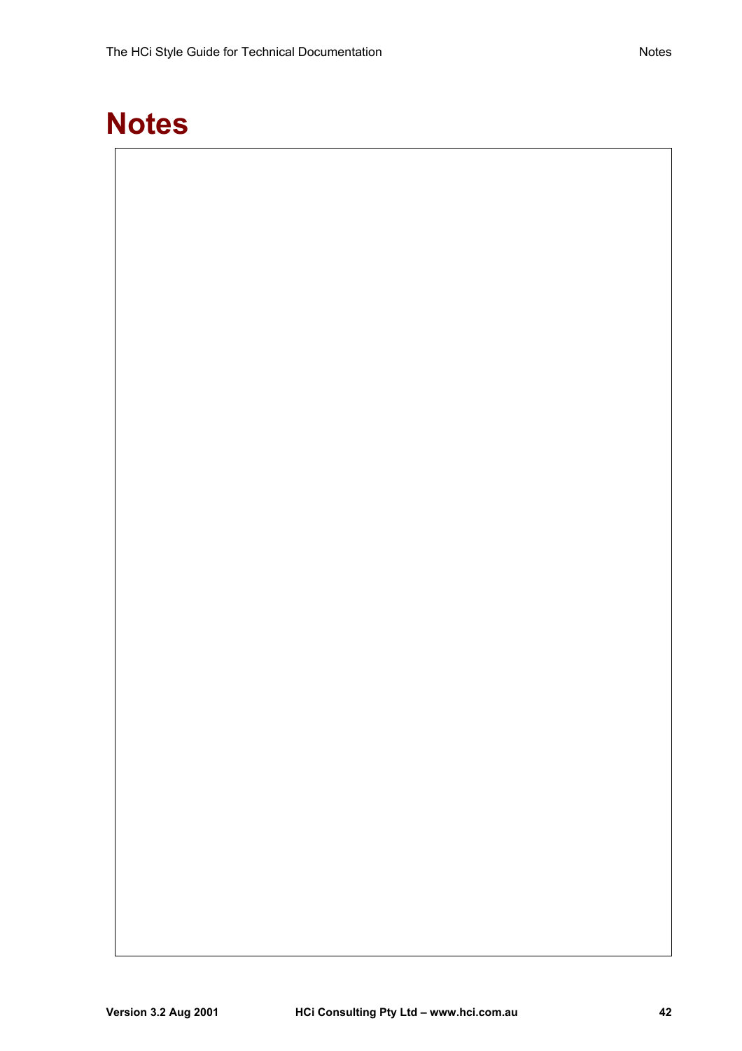# Notes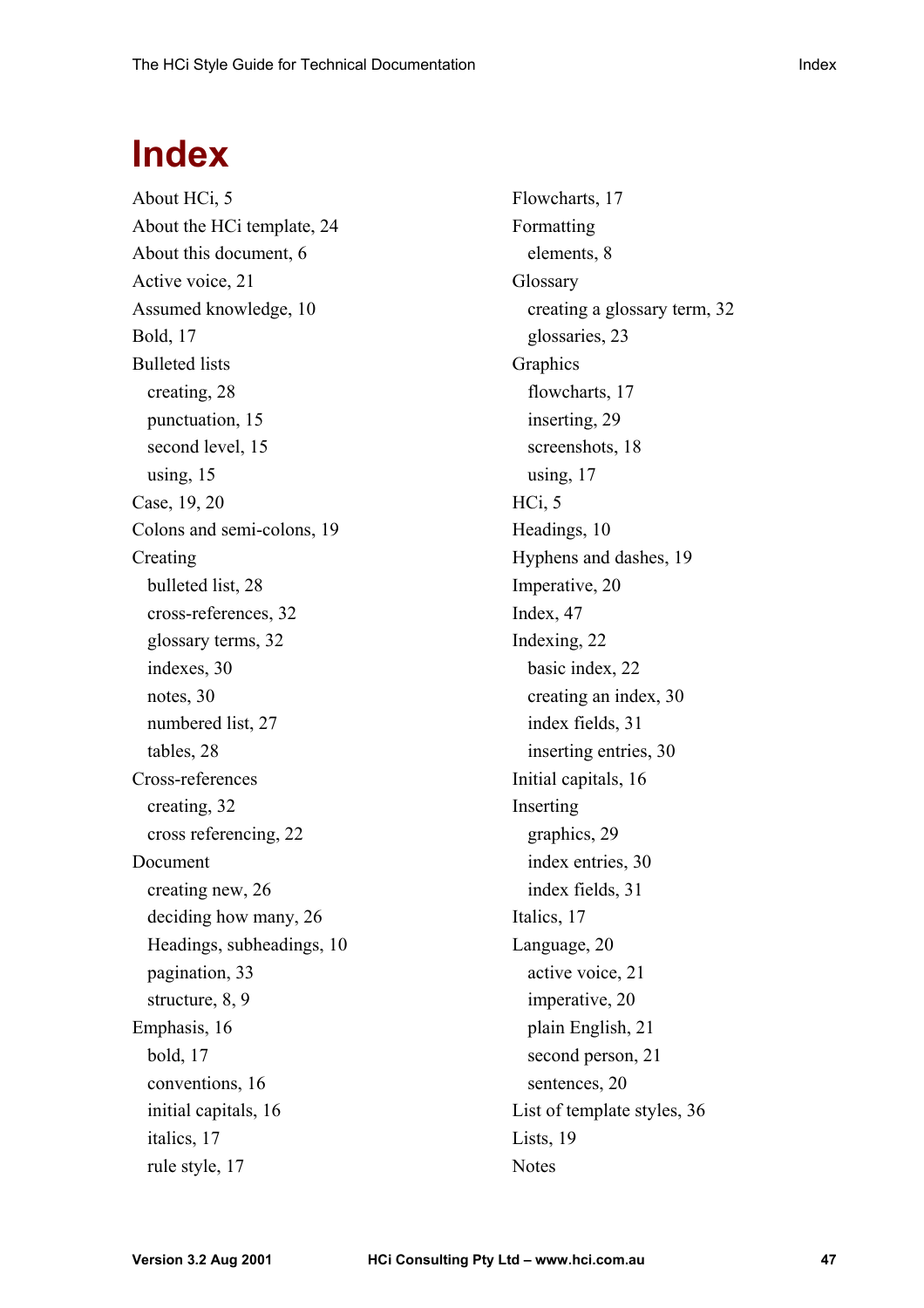# Index

About HCi, 5
About the HCi template, 24
About this document, 6
Active voice, 21
Assumed knowledge, 10
Bold, 17
Bulleted lists
  creating, 28
  punctuation, 15
  second level, 15
  using, 15
Case, 19, 20
Colons and semi-colons, 19
Creating
  bulleted list, 28
  cross-references, 32
  glossary terms, 32
  indexes, 30
  notes, 30
  numbered list, 27
  tables, 28
Cross-references
  creating, 32
  cross referencing, 22
Document
  creating new, 26
  deciding how many, 26
  Headings, subheadings, 10
  pagination, 33
  structure, 8, 9
Emphasis, 16
  bold, 17
  conventions, 16
  initial capitals, 16
  italics, 17
  rule style, 17
Flowcharts, 17
Formatting
  elements, 8
Glossary
  creating a glossary term, 32
  glossaries, 23
Graphics
  flowcharts, 17
  inserting, 29
  screenshots, 18
  using, 17
HCi, 5
Headings, 10
Hyphens and dashes, 19
Imperative, 20
Index, 47
Indexing, 22
  basic index, 22
  creating an index, 30
  index fields, 31
  inserting entries, 30
Initial capitals, 16
Inserting
  graphics, 29
  index entries, 30
  index fields, 31
Italics, 17
Language, 20
  active voice, 21
  imperative, 20
  plain English, 21
  second person, 21
  sentences, 20
List of template styles, 36
Lists, 19
Notes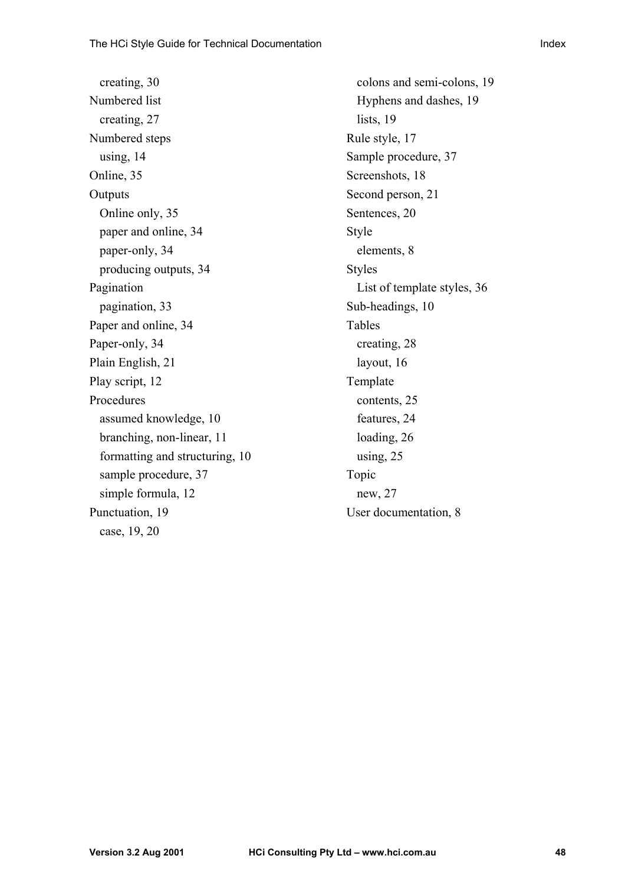creating, 30
Numbered list
  creating, 27
Numbered steps
  using, 14
Online, 35
Outputs
  Online only, 35
  paper and online, 34
  paper-only, 34
  producing outputs, 34
Pagination
  pagination, 33
Paper and online, 34
Paper-only, 34
Plain English, 21
Play script, 12
Procedures
  assumed knowledge, 10
  branching, non-linear, 11
  formatting and structuring, 10
  sample procedure, 37
  simple formula, 12
Punctuation, 19
  case, 19, 20
  colons and semi-colons, 19
  Hyphens and dashes, 19
  lists, 19
Rule style, 17
Sample procedure, 37
Screenshots, 18
Second person, 21
Sentences, 20
Style
  elements, 8
Styles
  List of template styles, 36
Sub-headings, 10
Tables
  creating, 28
  layout, 16
Template
  contents, 25
  features, 24
  loading, 26
  using, 25
Topic
  new, 27
User documentation, 8